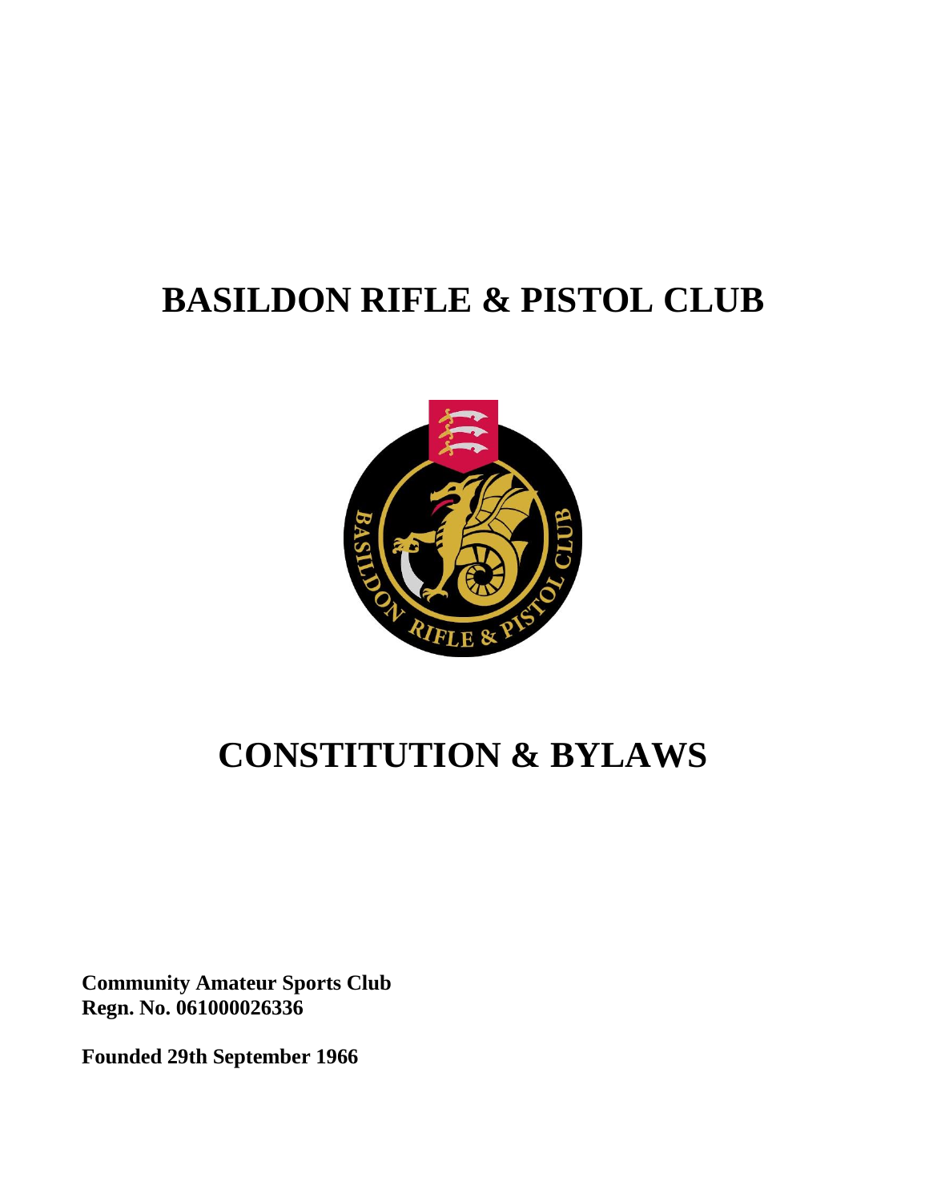# BASILDON RIFLE & PISTOL CLUB

# CONSTITUTION & BYLAWS

**Community Amateur Sports Club**
**Regn. No. 061000026336**

**Founded 29th September 1966**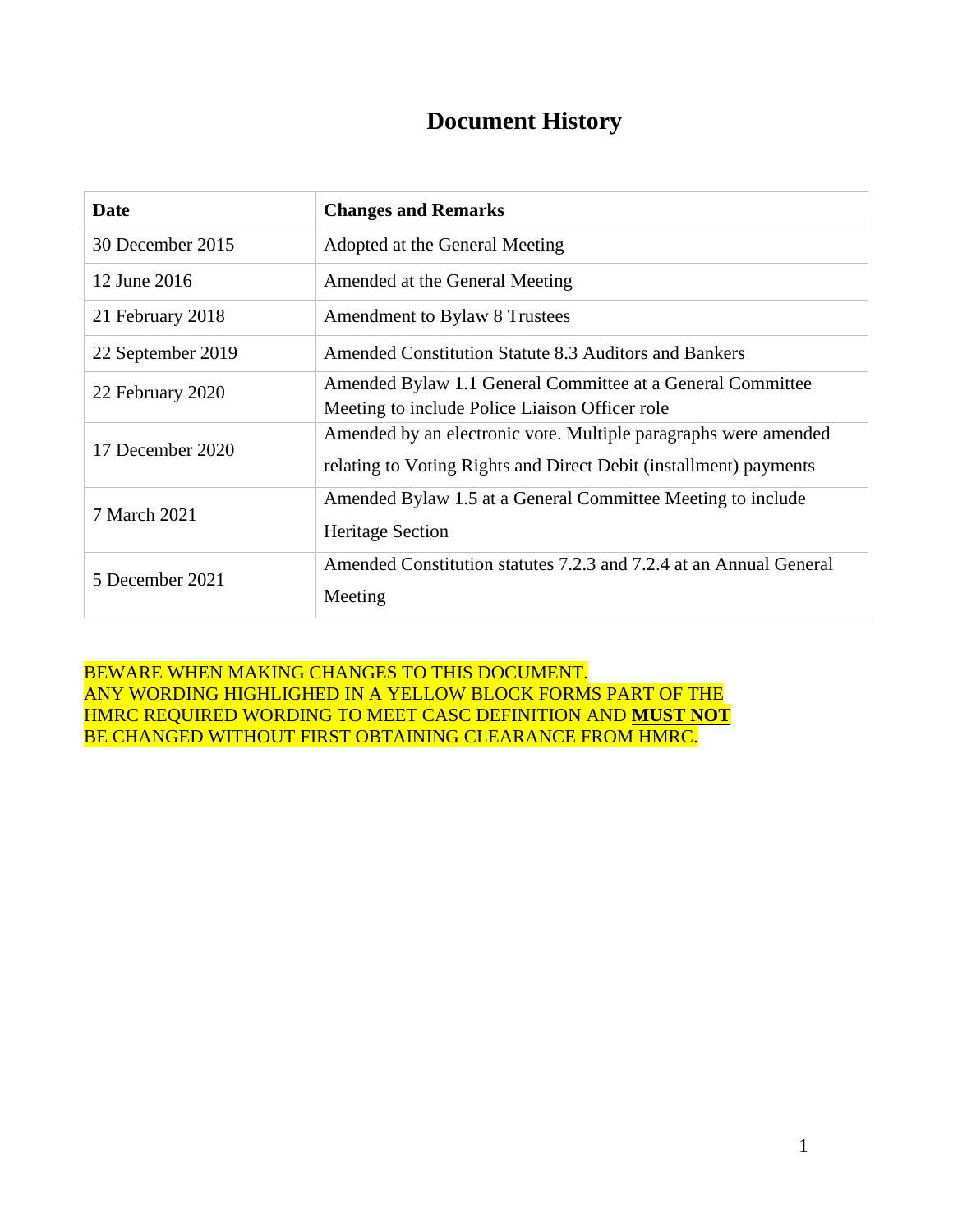# Document History

| Date | Changes and Remarks |
| --- | --- |
| 30 December 2015 | Adopted at the General Meeting |
| 12 June 2016 | Amended at the General Meeting |
| 21 February 2018 | Amendment to Bylaw 8 Trustees |
| 22 September 2019 | Amended Constitution Statute 8.3 Auditors and Bankers |
| 22 February 2020 | Amended Bylaw 1.1 General Committee at a General Committee Meeting to include Police Liaison Officer role |
| 17 December 2020 | Amended by an electronic vote. Multiple paragraphs were amended relating to Voting Rights and Direct Debit (installment) payments |
| 7 March 2021 | Amended Bylaw 1.5 at a General Committee Meeting to include Heritage Section |
| 5 December 2021 | Amended Constitution statutes 7.2.3 and 7.2.4 at an Annual General Meeting |

BEWARE WHEN MAKING CHANGES TO THIS DOCUMENT.
ANY WORDING HIGHLIGHED IN A YELLOW BLOCK FORMS PART OF THE HMRC REQUIRED WORDING TO MEET CASC DEFINITION AND **MUST NOT** BE CHANGED WITHOUT FIRST OBTAINING CLEARANCE FROM HMRC.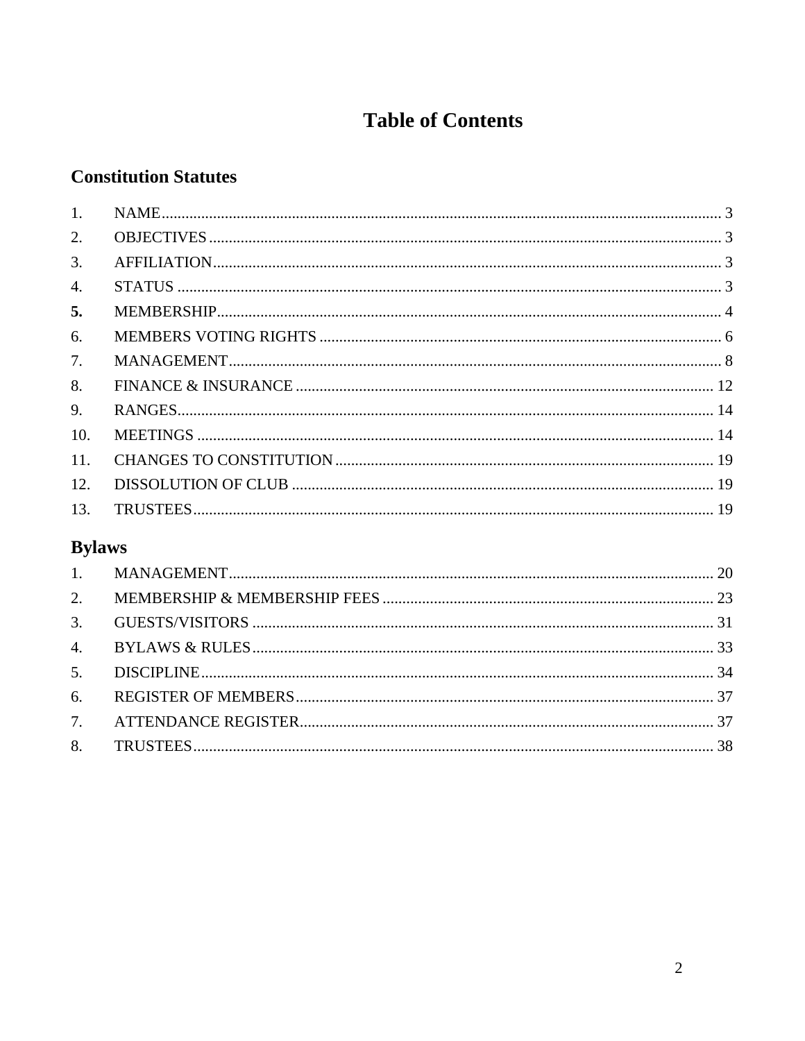# Table of Contents

## Constitution Statutes

1. NAME .......... 3
2. OBJECTIVES .......... 3
3. AFFILIATION .......... 3
4. STATUS .......... 3
5. MEMBERSHIP .......... 4
6. MEMBERS VOTING RIGHTS .......... 6
7. MANAGEMENT .......... 8
8. FINANCE & INSURANCE .......... 12
9. RANGES .......... 14
10. MEETINGS .......... 14
11. CHANGES TO CONSTITUTION .......... 19
12. DISSOLUTION OF CLUB .......... 19
13. TRUSTEES .......... 19

## Bylaws

1. MANAGEMENT .......... 20
2. MEMBERSHIP & MEMBERSHIP FEES .......... 23
3. GUESTS/VISITORS .......... 31
4. BYLAWS & RULES .......... 33
5. DISCIPLINE .......... 34
6. REGISTER OF MEMBERS .......... 37
7. ATTENDANCE REGISTER .......... 37
8. TRUSTEES .......... 38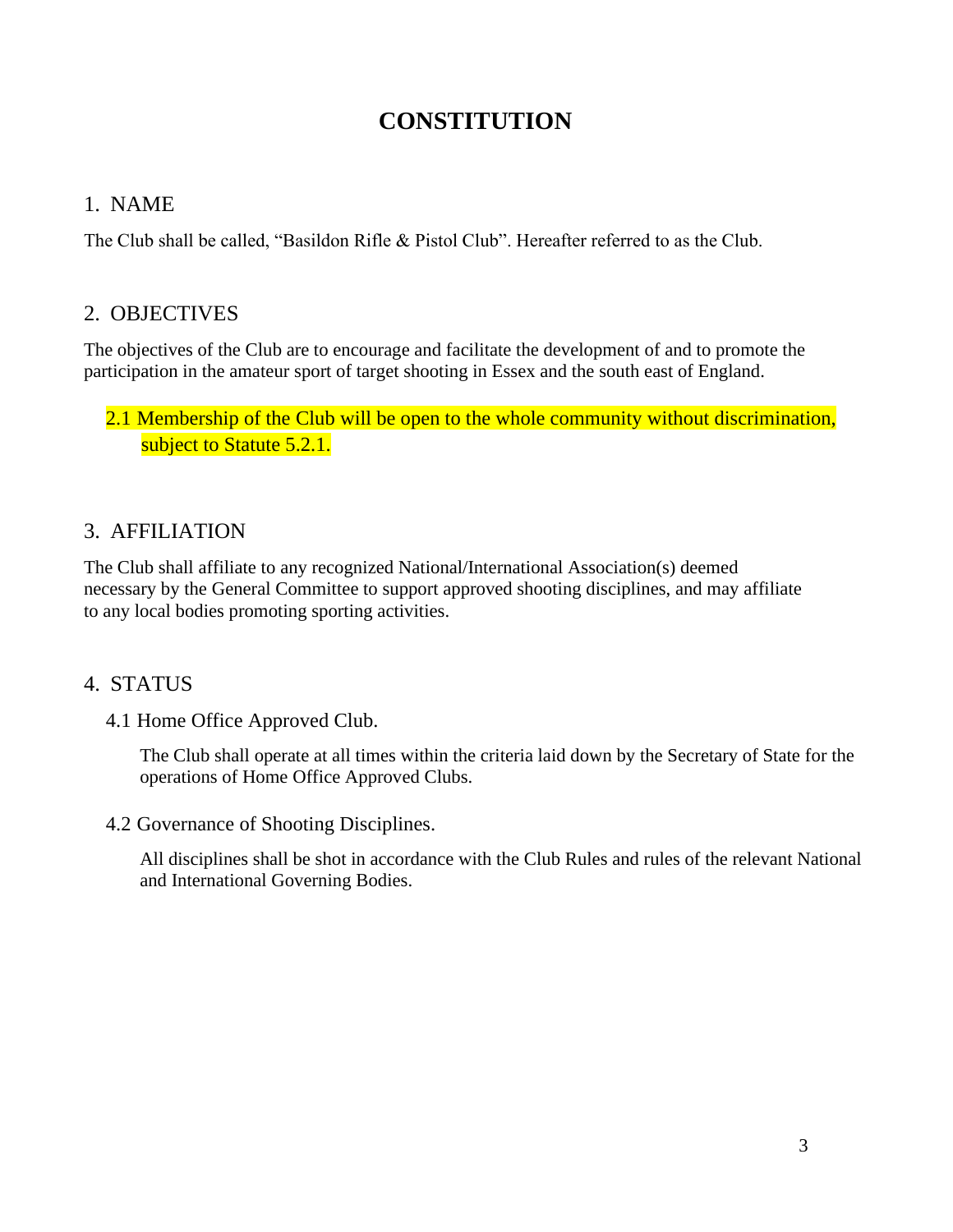# CONSTITUTION

## 1. NAME

The Club shall be called, "Basildon Rifle & Pistol Club". Hereafter referred to as the Club.

## 2. OBJECTIVES

The objectives of the Club are to encourage and facilitate the development of and to promote the participation in the amateur sport of target shooting in Essex and the south east of England.

2.1 Membership of the Club will be open to the whole community without discrimination, subject to Statute 5.2.1.

## 3. AFFILIATION

The Club shall affiliate to any recognized National/International Association(s) deemed necessary by the General Committee to support approved shooting disciplines, and may affiliate to any local bodies promoting sporting activities.

## 4. STATUS

### 4.1 Home Office Approved Club.

The Club shall operate at all times within the criteria laid down by the Secretary of State for the operations of Home Office Approved Clubs.

### 4.2 Governance of Shooting Disciplines.

All disciplines shall be shot in accordance with the Club Rules and rules of the relevant National and International Governing Bodies.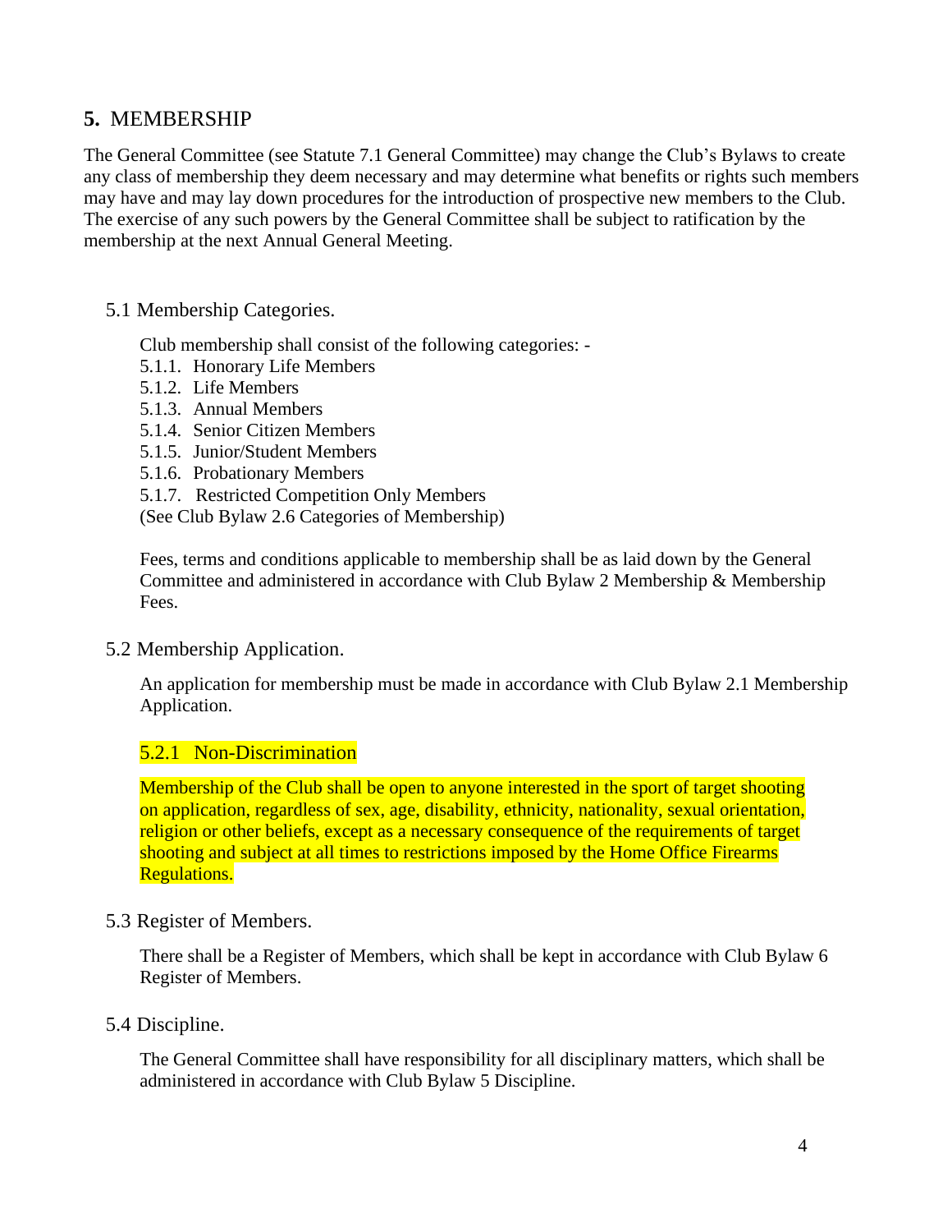## **5.** MEMBERSHIP

The General Committee (see Statute 7.1 General Committee) may change the Club's Bylaws to create any class of membership they deem necessary and may determine what benefits or rights such members may have and may lay down procedures for the introduction of prospective new members to the Club. The exercise of any such powers by the General Committee shall be subject to ratification by the membership at the next Annual General Meeting.

### 5.1 Membership Categories.

Club membership shall consist of the following categories: -

5.1.1. Honorary Life Members
5.1.2. Life Members
5.1.3. Annual Members
5.1.4. Senior Citizen Members
5.1.5. Junior/Student Members
5.1.6. Probationary Members
5.1.7. Restricted Competition Only Members
(See Club Bylaw 2.6 Categories of Membership)

Fees, terms and conditions applicable to membership shall be as laid down by the General Committee and administered in accordance with Club Bylaw 2 Membership & Membership Fees.

### 5.2 Membership Application.

An application for membership must be made in accordance with Club Bylaw 2.1 Membership Application.

#### 5.2.1 Non-Discrimination

Membership of the Club shall be open to anyone interested in the sport of target shooting on application, regardless of sex, age, disability, ethnicity, nationality, sexual orientation, religion or other beliefs, except as a necessary consequence of the requirements of target shooting and subject at all times to restrictions imposed by the Home Office Firearms Regulations.

### 5.3 Register of Members.

There shall be a Register of Members, which shall be kept in accordance with Club Bylaw 6 Register of Members.

### 5.4 Discipline.

The General Committee shall have responsibility for all disciplinary matters, which shall be administered in accordance with Club Bylaw 5 Discipline.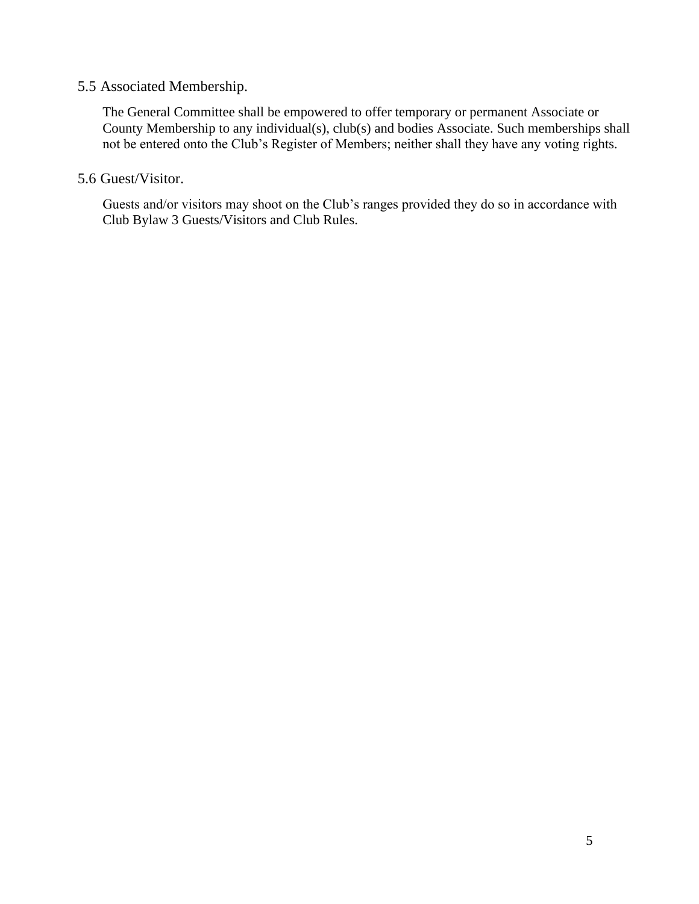### 5.5 Associated Membership.

The General Committee shall be empowered to offer temporary or permanent Associate or County Membership to any individual(s), club(s) and bodies Associate. Such memberships shall not be entered onto the Club's Register of Members; neither shall they have any voting rights.

### 5.6 Guest/Visitor.

Guests and/or visitors may shoot on the Club's ranges provided they do so in accordance with Club Bylaw 3 Guests/Visitors and Club Rules.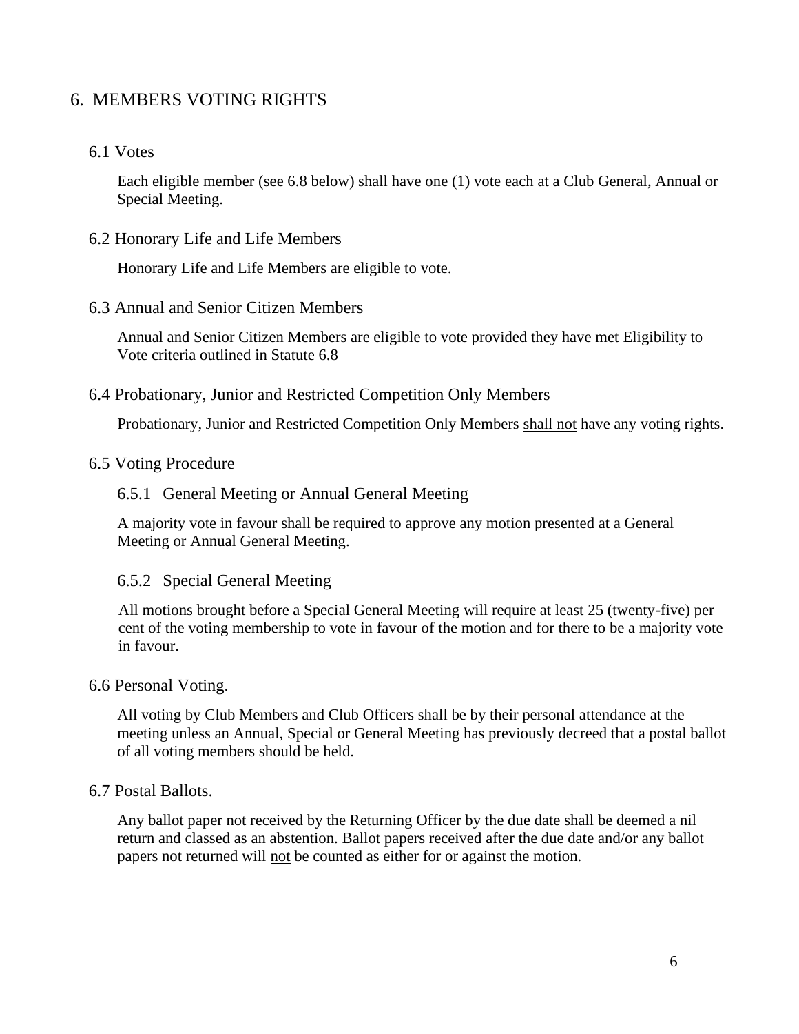## 6. MEMBERS VOTING RIGHTS

### 6.1 Votes

Each eligible member (see 6.8 below) shall have one (1) vote each at a Club General, Annual or Special Meeting.

### 6.2 Honorary Life and Life Members

Honorary Life and Life Members are eligible to vote.

### 6.3 Annual and Senior Citizen Members

Annual and Senior Citizen Members are eligible to vote provided they have met Eligibility to Vote criteria outlined in Statute 6.8

### 6.4 Probationary, Junior and Restricted Competition Only Members

Probationary, Junior and Restricted Competition Only Members <u>shall not</u> have any voting rights.

### 6.5 Voting Procedure

#### 6.5.1 General Meeting or Annual General Meeting

A majority vote in favour shall be required to approve any motion presented at a General Meeting or Annual General Meeting.

#### 6.5.2 Special General Meeting

All motions brought before a Special General Meeting will require at least 25 (twenty-five) per cent of the voting membership to vote in favour of the motion and for there to be a majority vote in favour.

### 6.6 Personal Voting.

All voting by Club Members and Club Officers shall be by their personal attendance at the meeting unless an Annual, Special or General Meeting has previously decreed that a postal ballot of all voting members should be held.

### 6.7 Postal Ballots.

Any ballot paper not received by the Returning Officer by the due date shall be deemed a nil return and classed as an abstention. Ballot papers received after the due date and/or any ballot papers not returned will <u>not</u> be counted as either for or against the motion.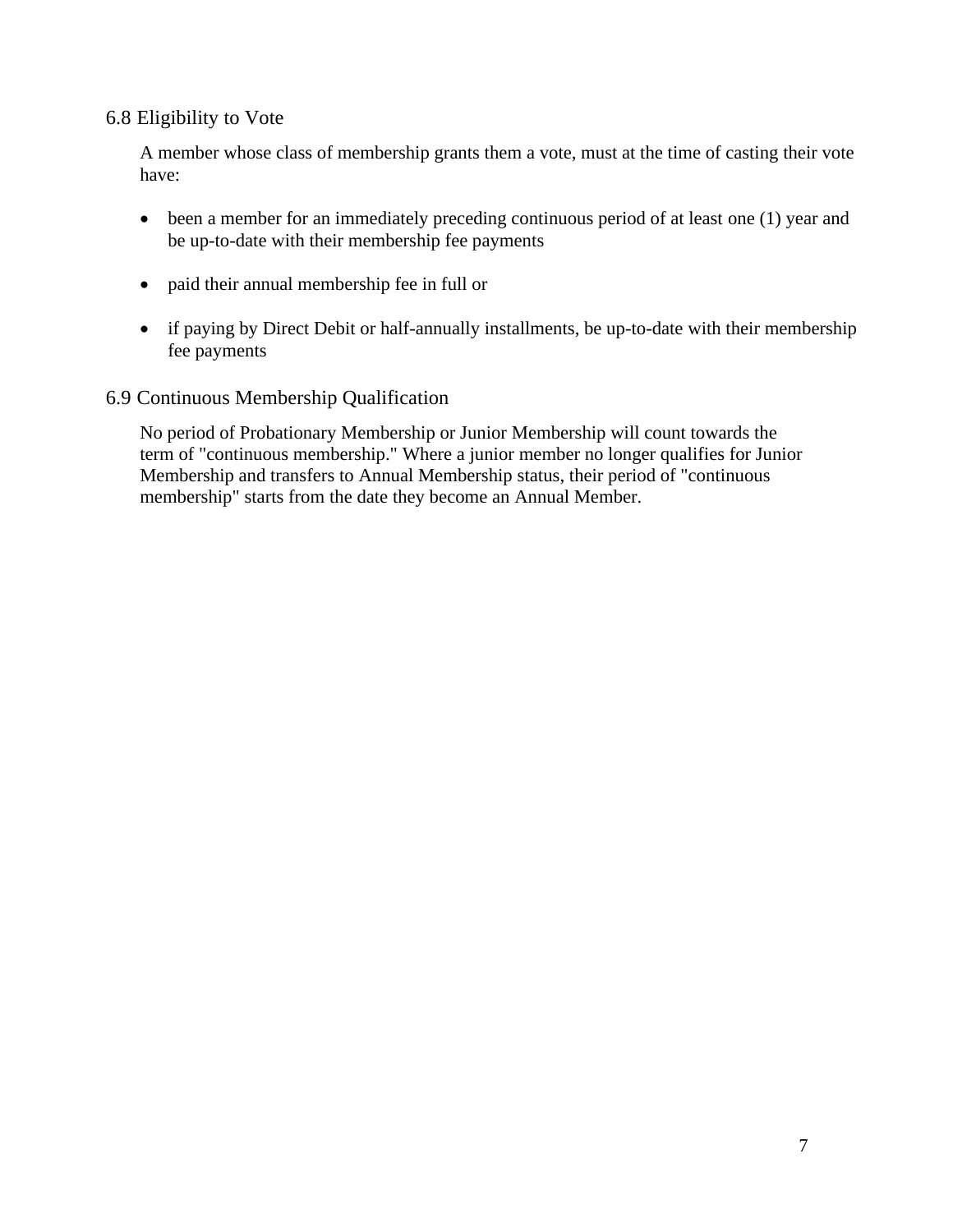### 6.8 Eligibility to Vote

A member whose class of membership grants them a vote, must at the time of casting their vote have:

- been a member for an immediately preceding continuous period of at least one (1) year and be up-to-date with their membership fee payments

- paid their annual membership fee in full or

- if paying by Direct Debit or half-annually installments, be up-to-date with their membership fee payments

### 6.9 Continuous Membership Qualification

No period of Probationary Membership or Junior Membership will count towards the term of "continuous membership." Where a junior member no longer qualifies for Junior Membership and transfers to Annual Membership status, their period of "continuous membership" starts from the date they become an Annual Member.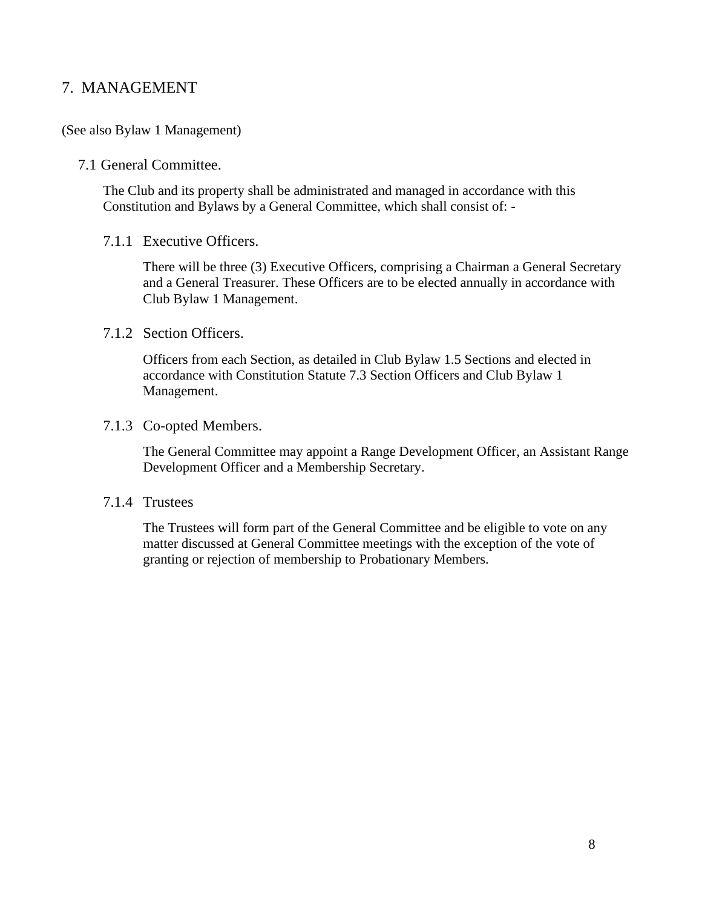# 7. MANAGEMENT

(See also Bylaw 1 Management)

## 7.1 General Committee.

The Club and its property shall be administrated and managed in accordance with this Constitution and Bylaws by a General Committee, which shall consist of: -

### 7.1.1 Executive Officers.

There will be three (3) Executive Officers, comprising a Chairman a General Secretary and a General Treasurer. These Officers are to be elected annually in accordance with Club Bylaw 1 Management.

### 7.1.2 Section Officers.

Officers from each Section, as detailed in Club Bylaw 1.5 Sections and elected in accordance with Constitution Statute 7.3 Section Officers and Club Bylaw 1 Management.

### 7.1.3 Co-opted Members.

The General Committee may appoint a Range Development Officer, an Assistant Range Development Officer and a Membership Secretary.

### 7.1.4 Trustees

The Trustees will form part of the General Committee and be eligible to vote on any matter discussed at General Committee meetings with the exception of the vote of granting or rejection of membership to Probationary Members.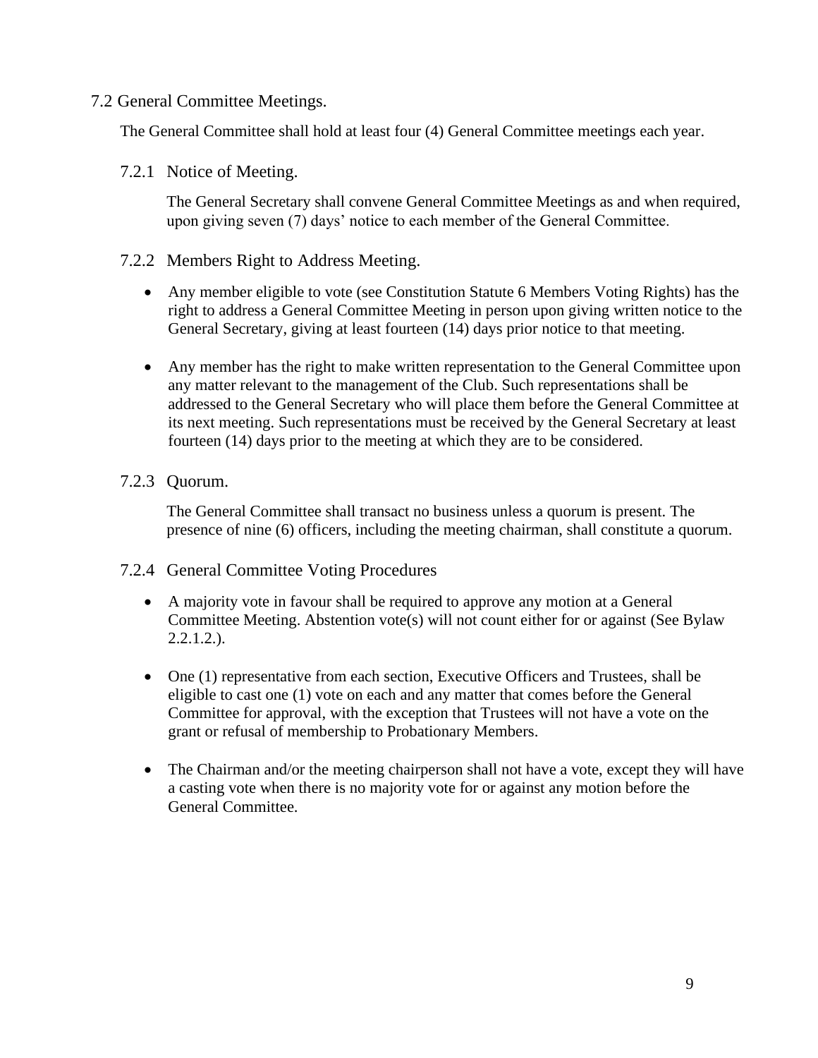## 7.2 General Committee Meetings.

The General Committee shall hold at least four (4) General Committee meetings each year.

### 7.2.1 Notice of Meeting.

The General Secretary shall convene General Committee Meetings as and when required, upon giving seven (7) days' notice to each member of the General Committee.

### 7.2.2 Members Right to Address Meeting.

- Any member eligible to vote (see Constitution Statute 6 Members Voting Rights) has the right to address a General Committee Meeting in person upon giving written notice to the General Secretary, giving at least fourteen (14) days prior notice to that meeting.

- Any member has the right to make written representation to the General Committee upon any matter relevant to the management of the Club. Such representations shall be addressed to the General Secretary who will place them before the General Committee at its next meeting. Such representations must be received by the General Secretary at least fourteen (14) days prior to the meeting at which they are to be considered.

### 7.2.3 Quorum.

The General Committee shall transact no business unless a quorum is present. The presence of nine (6) officers, including the meeting chairman, shall constitute a quorum.

### 7.2.4 General Committee Voting Procedures

- A majority vote in favour shall be required to approve any motion at a General Committee Meeting. Abstention vote(s) will not count either for or against (See Bylaw 2.2.1.2.).

- One (1) representative from each section, Executive Officers and Trustees, shall be eligible to cast one (1) vote on each and any matter that comes before the General Committee for approval, with the exception that Trustees will not have a vote on the grant or refusal of membership to Probationary Members.

- The Chairman and/or the meeting chairperson shall not have a vote, except they will have a casting vote when there is no majority vote for or against any motion before the General Committee.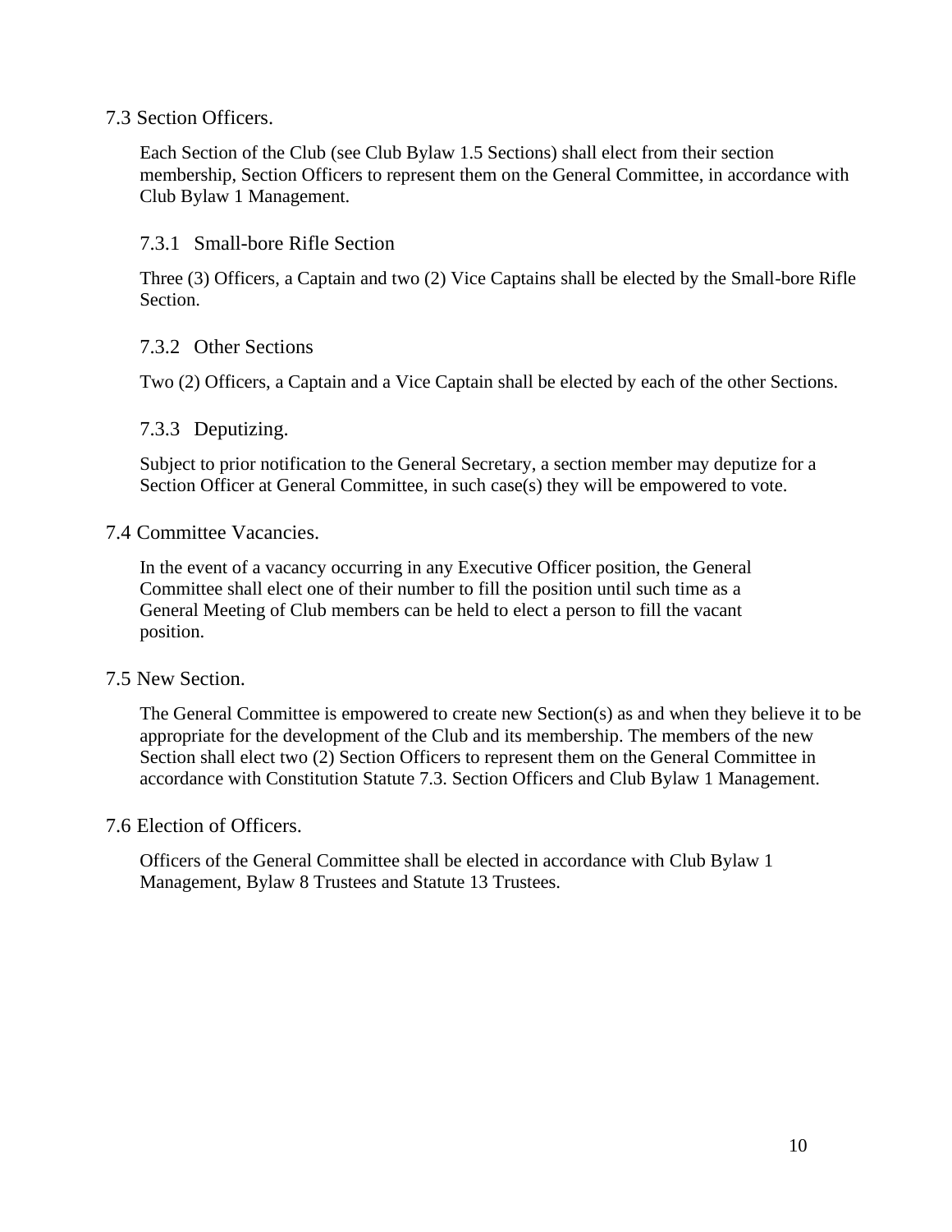## 7.3 Section Officers.

Each Section of the Club (see Club Bylaw 1.5 Sections) shall elect from their section membership, Section Officers to represent them on the General Committee, in accordance with Club Bylaw 1 Management.

### 7.3.1 Small-bore Rifle Section

Three (3) Officers, a Captain and two (2) Vice Captains shall be elected by the Small-bore Rifle Section.

### 7.3.2 Other Sections

Two (2) Officers, a Captain and a Vice Captain shall be elected by each of the other Sections.

### 7.3.3 Deputizing.

Subject to prior notification to the General Secretary, a section member may deputize for a Section Officer at General Committee, in such case(s) they will be empowered to vote.

## 7.4 Committee Vacancies.

In the event of a vacancy occurring in any Executive Officer position, the General Committee shall elect one of their number to fill the position until such time as a General Meeting of Club members can be held to elect a person to fill the vacant position.

## 7.5 New Section.

The General Committee is empowered to create new Section(s) as and when they believe it to be appropriate for the development of the Club and its membership. The members of the new Section shall elect two (2) Section Officers to represent them on the General Committee in accordance with Constitution Statute 7.3. Section Officers and Club Bylaw 1 Management.

## 7.6 Election of Officers.

Officers of the General Committee shall be elected in accordance with Club Bylaw 1 Management, Bylaw 8 Trustees and Statute 13 Trustees.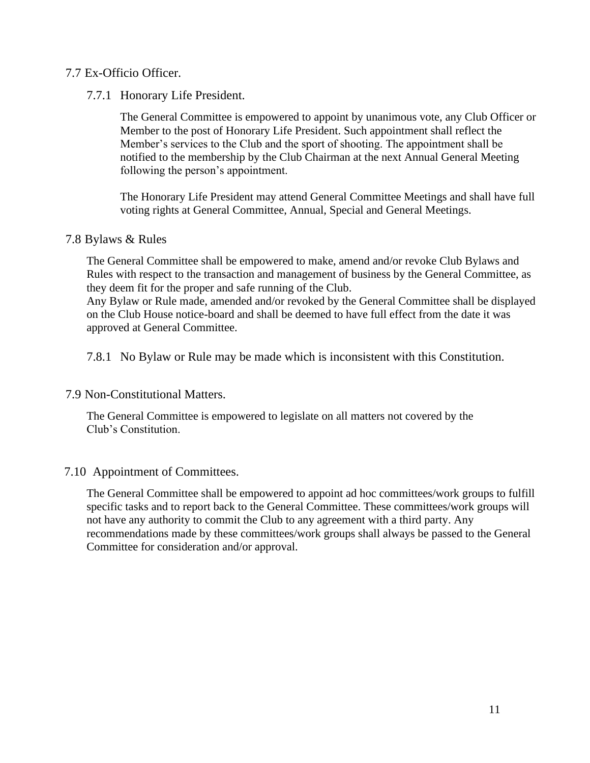## 7.7 Ex-Officio Officer.

### 7.7.1 Honorary Life President.

The General Committee is empowered to appoint by unanimous vote, any Club Officer or Member to the post of Honorary Life President. Such appointment shall reflect the Member's services to the Club and the sport of shooting. The appointment shall be notified to the membership by the Club Chairman at the next Annual General Meeting following the person's appointment.

The Honorary Life President may attend General Committee Meetings and shall have full voting rights at General Committee, Annual, Special and General Meetings.

## 7.8 Bylaws & Rules

The General Committee shall be empowered to make, amend and/or revoke Club Bylaws and Rules with respect to the transaction and management of business by the General Committee, as they deem fit for the proper and safe running of the Club.
Any Bylaw or Rule made, amended and/or revoked by the General Committee shall be displayed on the Club House notice-board and shall be deemed to have full effect from the date it was approved at General Committee.

7.8.1 No Bylaw or Rule may be made which is inconsistent with this Constitution.

## 7.9 Non-Constitutional Matters.

The General Committee is empowered to legislate on all matters not covered by the Club's Constitution.

## 7.10 Appointment of Committees.

The General Committee shall be empowered to appoint ad hoc committees/work groups to fulfill specific tasks and to report back to the General Committee. These committees/work groups will not have any authority to commit the Club to any agreement with a third party. Any recommendations made by these committees/work groups shall always be passed to the General Committee for consideration and/or approval.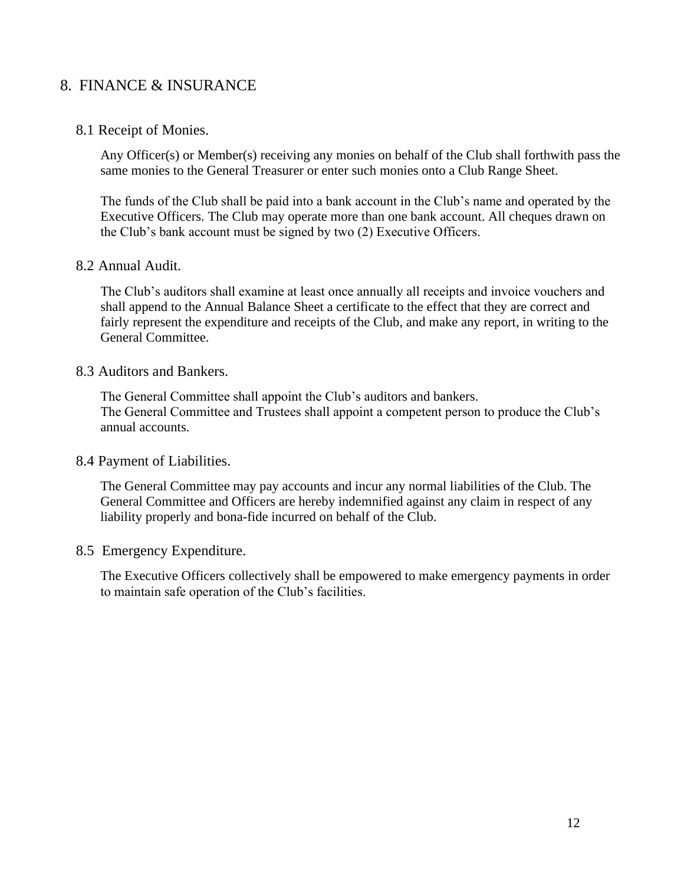## 8. FINANCE & INSURANCE

### 8.1 Receipt of Monies.

Any Officer(s) or Member(s) receiving any monies on behalf of the Club shall forthwith pass the same monies to the General Treasurer or enter such monies onto a Club Range Sheet.

The funds of the Club shall be paid into a bank account in the Club's name and operated by the Executive Officers. The Club may operate more than one bank account. All cheques drawn on the Club's bank account must be signed by two (2) Executive Officers.

### 8.2 Annual Audit.

The Club's auditors shall examine at least once annually all receipts and invoice vouchers and shall append to the Annual Balance Sheet a certificate to the effect that they are correct and fairly represent the expenditure and receipts of the Club, and make any report, in writing to the General Committee.

### 8.3 Auditors and Bankers.

The General Committee shall appoint the Club's auditors and bankers.
The General Committee and Trustees shall appoint a competent person to produce the Club's annual accounts.

### 8.4 Payment of Liabilities.

The General Committee may pay accounts and incur any normal liabilities of the Club. The General Committee and Officers are hereby indemnified against any claim in respect of any liability properly and bona-fide incurred on behalf of the Club.

### 8.5 Emergency Expenditure.

The Executive Officers collectively shall be empowered to make emergency payments in order to maintain safe operation of the Club's facilities.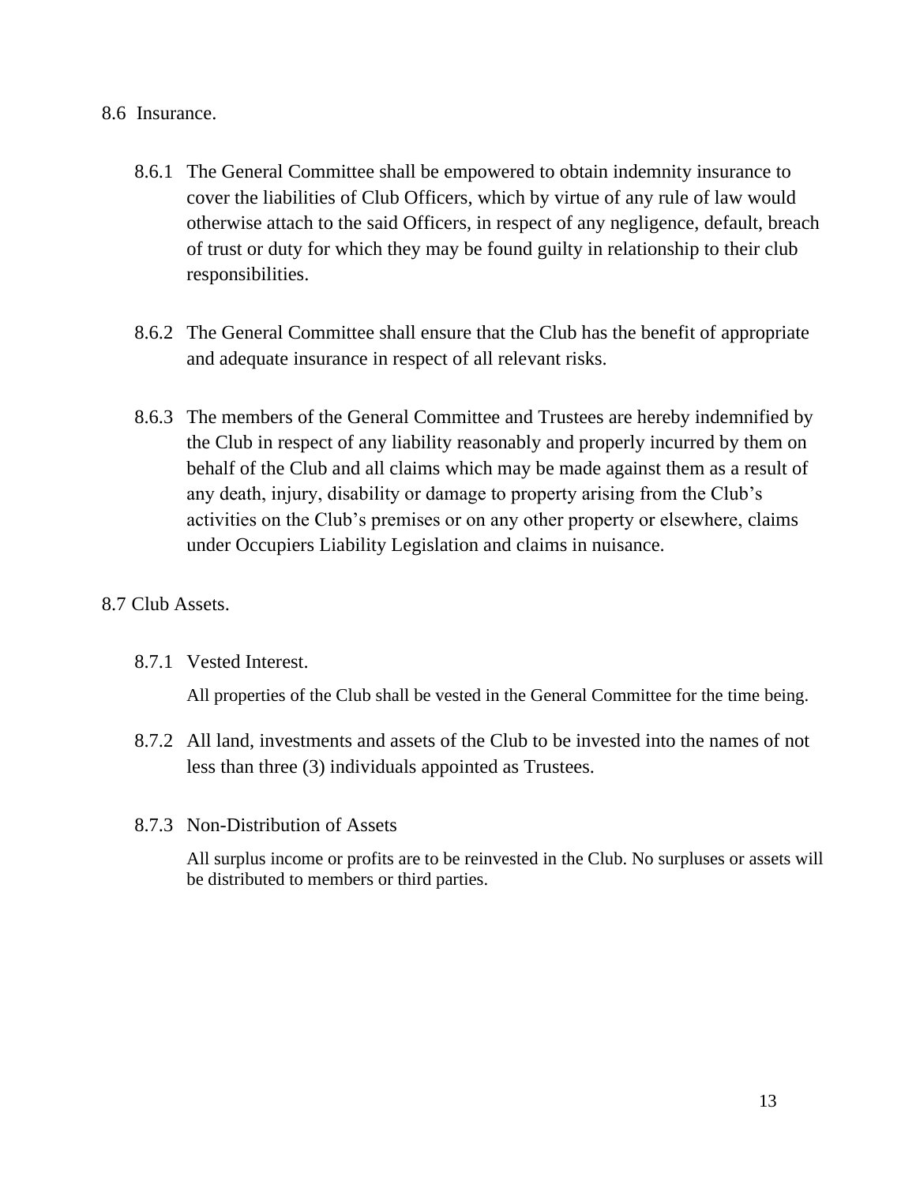8.6 Insurance.

8.6.1 The General Committee shall be empowered to obtain indemnity insurance to cover the liabilities of Club Officers, which by virtue of any rule of law would otherwise attach to the said Officers, in respect of any negligence, default, breach of trust or duty for which they may be found guilty in relationship to their club responsibilities.

8.6.2 The General Committee shall ensure that the Club has the benefit of appropriate and adequate insurance in respect of all relevant risks.

8.6.3 The members of the General Committee and Trustees are hereby indemnified by the Club in respect of any liability reasonably and properly incurred by them on behalf of the Club and all claims which may be made against them as a result of any death, injury, disability or damage to property arising from the Club's activities on the Club's premises or on any other property or elsewhere, claims under Occupiers Liability Legislation and claims in nuisance.

8.7 Club Assets.

8.7.1 Vested Interest.

All properties of the Club shall be vested in the General Committee for the time being.

8.7.2 All land, investments and assets of the Club to be invested into the names of not less than three (3) individuals appointed as Trustees.

8.7.3 Non-Distribution of Assets

All surplus income or profits are to be reinvested in the Club. No surpluses or assets will be distributed to members or third parties.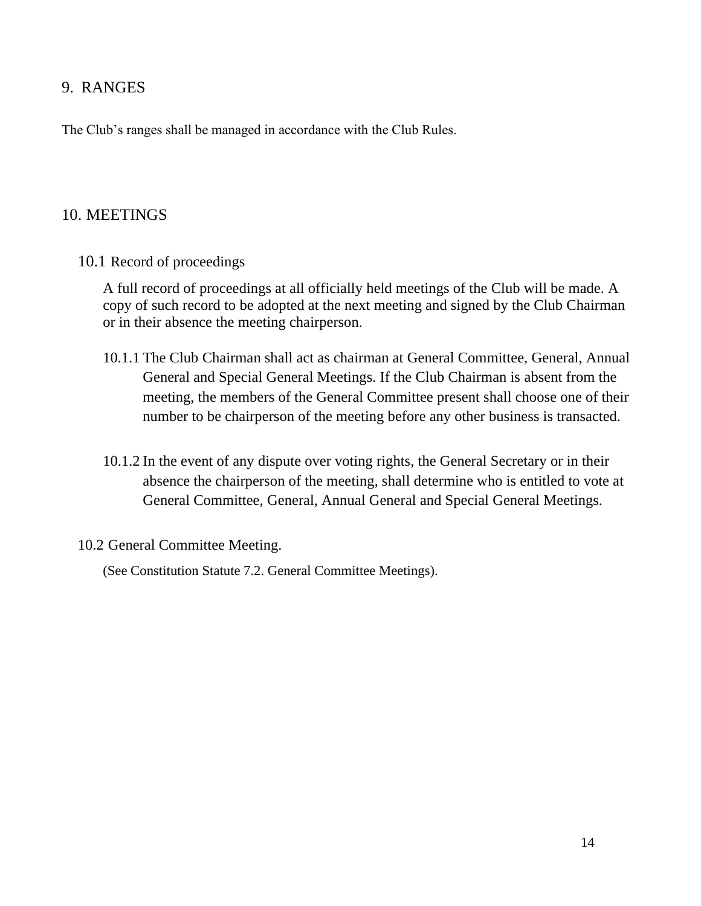## 9. RANGES

The Club's ranges shall be managed in accordance with the Club Rules.

## 10. MEETINGS

### 10.1 Record of proceedings

A full record of proceedings at all officially held meetings of the Club will be made. A copy of such record to be adopted at the next meeting and signed by the Club Chairman or in their absence the meeting chairperson.

10.1.1 The Club Chairman shall act as chairman at General Committee, General, Annual General and Special General Meetings. If the Club Chairman is absent from the meeting, the members of the General Committee present shall choose one of their number to be chairperson of the meeting before any other business is transacted.

10.1.2 In the event of any dispute over voting rights, the General Secretary or in their absence the chairperson of the meeting, shall determine who is entitled to vote at General Committee, General, Annual General and Special General Meetings.

### 10.2 General Committee Meeting.

(See Constitution Statute 7.2. General Committee Meetings).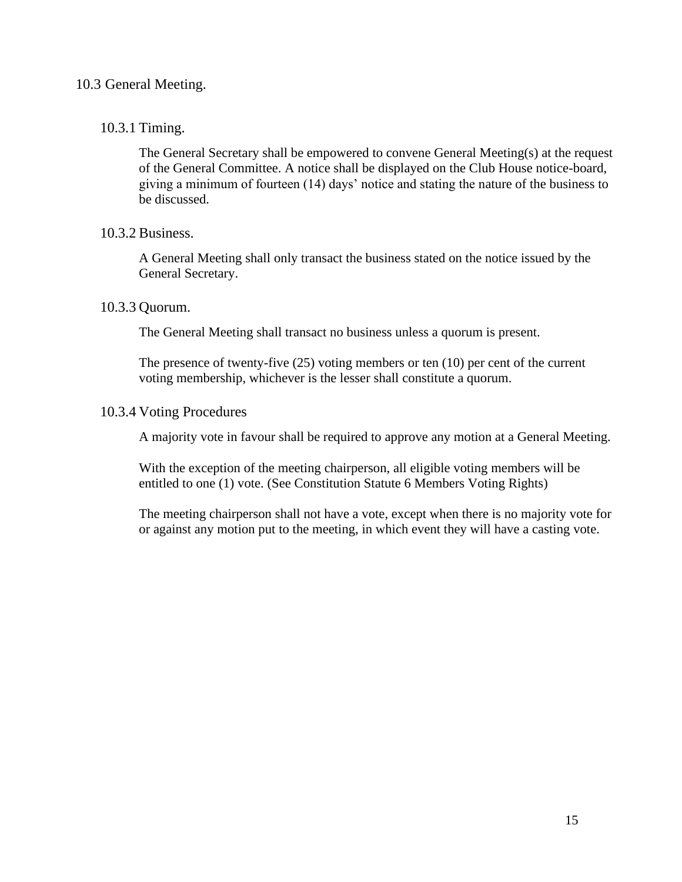## 10.3 General Meeting.

### 10.3.1 Timing.

The General Secretary shall be empowered to convene General Meeting(s) at the request of the General Committee. A notice shall be displayed on the Club House notice-board, giving a minimum of fourteen (14) days' notice and stating the nature of the business to be discussed.

### 10.3.2 Business.

A General Meeting shall only transact the business stated on the notice issued by the General Secretary.

### 10.3.3 Quorum.

The General Meeting shall transact no business unless a quorum is present.

The presence of twenty-five (25) voting members or ten (10) per cent of the current voting membership, whichever is the lesser shall constitute a quorum.

### 10.3.4 Voting Procedures

A majority vote in favour shall be required to approve any motion at a General Meeting.

With the exception of the meeting chairperson, all eligible voting members will be entitled to one (1) vote. (See Constitution Statute 6 Members Voting Rights)

The meeting chairperson shall not have a vote, except when there is no majority vote for or against any motion put to the meeting, in which event they will have a casting vote.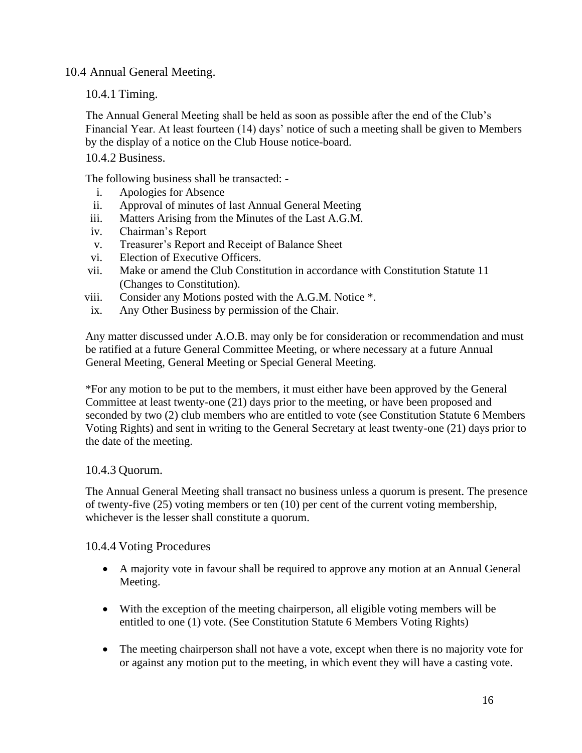## 10.4 Annual General Meeting.

### 10.4.1 Timing.

The Annual General Meeting shall be held as soon as possible after the end of the Club's Financial Year. At least fourteen (14) days' notice of such a meeting shall be given to Members by the display of a notice on the Club House notice-board.

### 10.4.2 Business.

The following business shall be transacted: -

i. Apologies for Absence
ii. Approval of minutes of last Annual General Meeting
iii. Matters Arising from the Minutes of the Last A.G.M.
iv. Chairman's Report
v. Treasurer's Report and Receipt of Balance Sheet
vi. Election of Executive Officers.
vii. Make or amend the Club Constitution in accordance with Constitution Statute 11 (Changes to Constitution).
viii. Consider any Motions posted with the A.G.M. Notice *.
ix. Any Other Business by permission of the Chair.

Any matter discussed under A.O.B. may only be for consideration or recommendation and must be ratified at a future General Committee Meeting, or where necessary at a future Annual General Meeting, General Meeting or Special General Meeting.

*For any motion to be put to the members, it must either have been approved by the General Committee at least twenty-one (21) days prior to the meeting, or have been proposed and seconded by two (2) club members who are entitled to vote (see Constitution Statute 6 Members Voting Rights) and sent in writing to the General Secretary at least twenty-one (21) days prior to the date of the meeting.

### 10.4.3 Quorum.

The Annual General Meeting shall transact no business unless a quorum is present. The presence of twenty-five (25) voting members or ten (10) per cent of the current voting membership, whichever is the lesser shall constitute a quorum.

### 10.4.4 Voting Procedures

- A majority vote in favour shall be required to approve any motion at an Annual General Meeting.

- With the exception of the meeting chairperson, all eligible voting members will be entitled to one (1) vote. (See Constitution Statute 6 Members Voting Rights)

- The meeting chairperson shall not have a vote, except when there is no majority vote for or against any motion put to the meeting, in which event they will have a casting vote.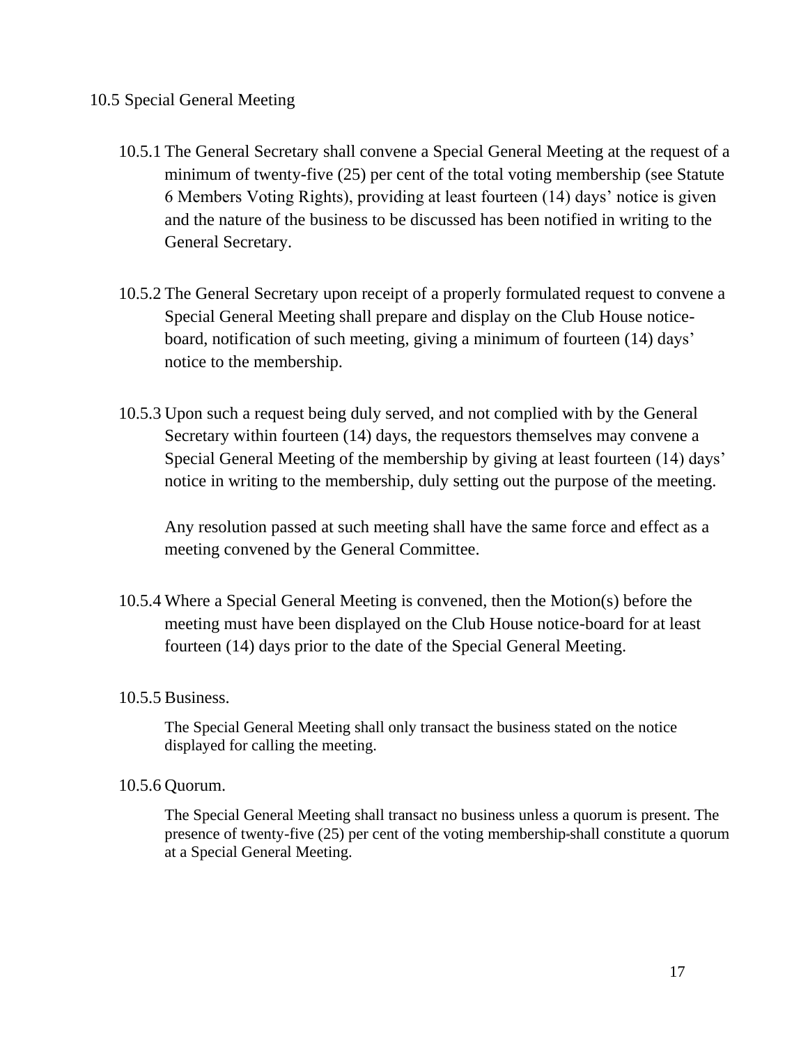## 10.5 Special General Meeting

10.5.1 The General Secretary shall convene a Special General Meeting at the request of a minimum of twenty-five (25) per cent of the total voting membership (see Statute 6 Members Voting Rights), providing at least fourteen (14) days' notice is given and the nature of the business to be discussed has been notified in writing to the General Secretary.

10.5.2 The General Secretary upon receipt of a properly formulated request to convene a Special General Meeting shall prepare and display on the Club House notice-board, notification of such meeting, giving a minimum of fourteen (14) days' notice to the membership.

10.5.3 Upon such a request being duly served, and not complied with by the General Secretary within fourteen (14) days, the requestors themselves may convene a Special General Meeting of the membership by giving at least fourteen (14) days' notice in writing to the membership, duly setting out the purpose of the meeting.

Any resolution passed at such meeting shall have the same force and effect as a meeting convened by the General Committee.

10.5.4 Where a Special General Meeting is convened, then the Motion(s) before the meeting must have been displayed on the Club House notice-board for at least fourteen (14) days prior to the date of the Special General Meeting.

10.5.5 Business.

The Special General Meeting shall only transact the business stated on the notice displayed for calling the meeting.

10.5.6 Quorum.

The Special General Meeting shall transact no business unless a quorum is present. The presence of twenty-five (25) per cent of the voting membership shall constitute a quorum at a Special General Meeting.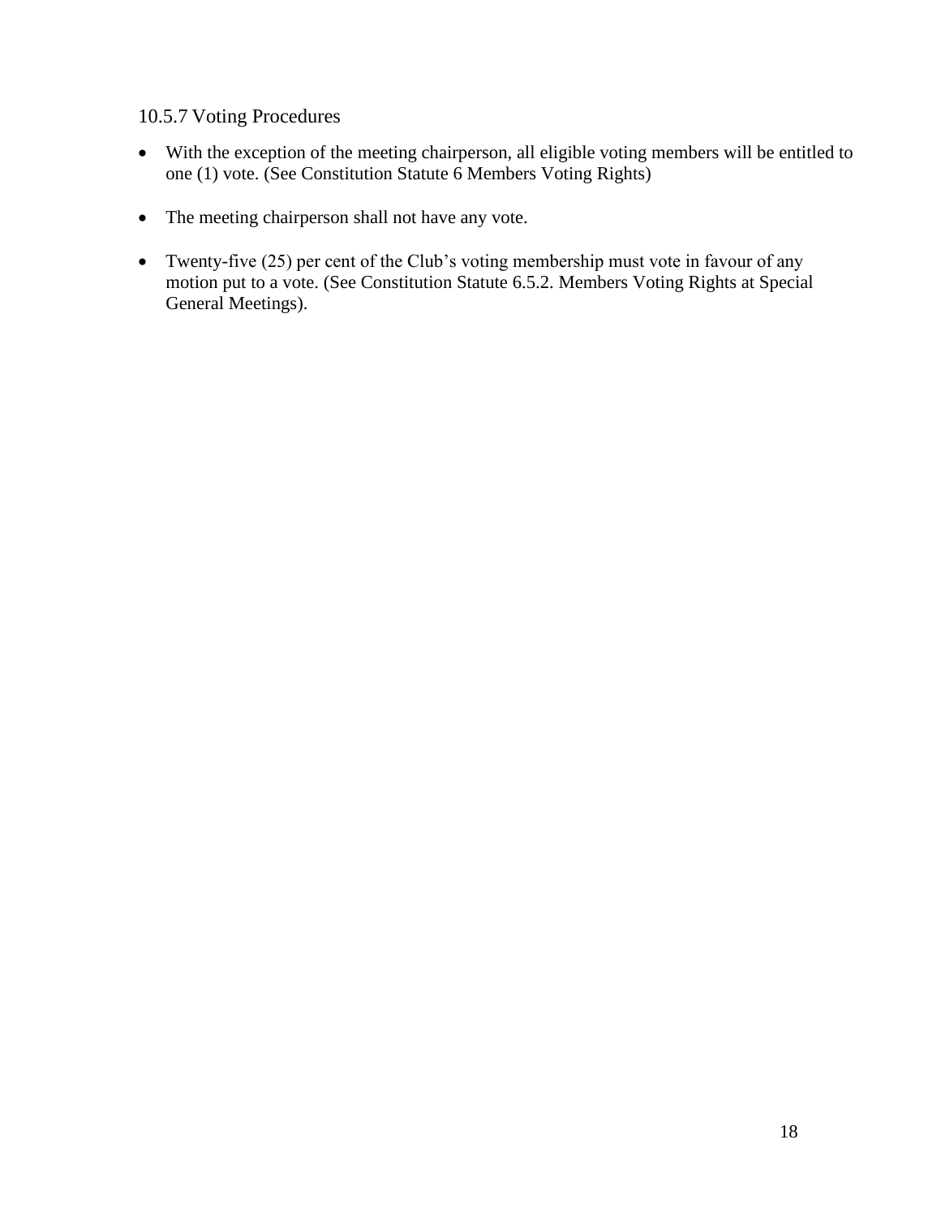### 10.5.7 Voting Procedures

- With the exception of the meeting chairperson, all eligible voting members will be entitled to one (1) vote. (See Constitution Statute 6 Members Voting Rights)

- The meeting chairperson shall not have any vote.

- Twenty-five (25) per cent of the Club's voting membership must vote in favour of any motion put to a vote. (See Constitution Statute 6.5.2. Members Voting Rights at Special General Meetings).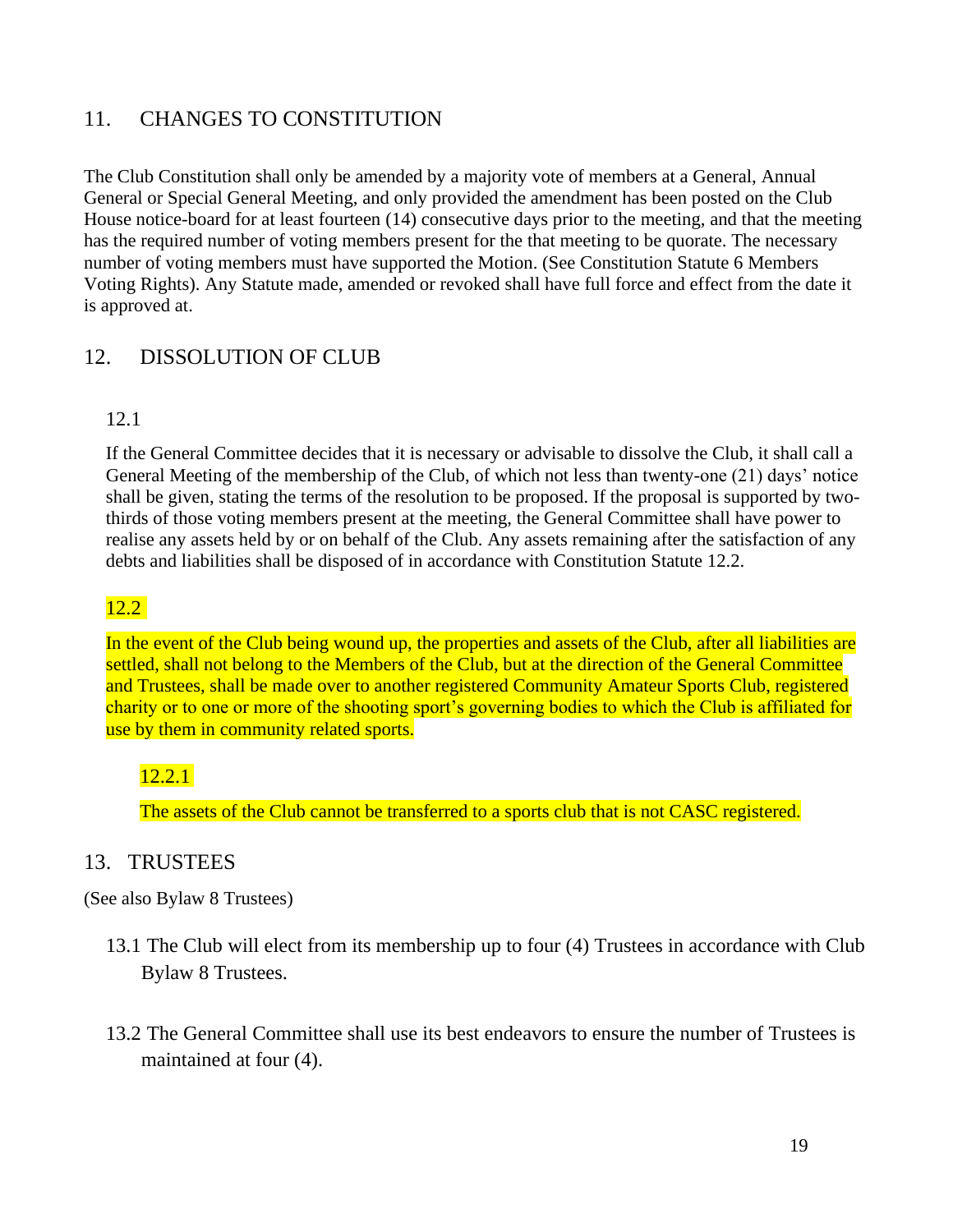## 11. CHANGES TO CONSTITUTION

The Club Constitution shall only be amended by a majority vote of members at a General, Annual General or Special General Meeting, and only provided the amendment has been posted on the Club House notice-board for at least fourteen (14) consecutive days prior to the meeting, and that the meeting has the required number of voting members present for the that meeting to be quorate. The necessary number of voting members must have supported the Motion. (See Constitution Statute 6 Members Voting Rights). Any Statute made, amended or revoked shall have full force and effect from the date it is approved at.

## 12. DISSOLUTION OF CLUB

### 12.1

If the General Committee decides that it is necessary or advisable to dissolve the Club, it shall call a General Meeting of the membership of the Club, of which not less than twenty-one (21) days' notice shall be given, stating the terms of the resolution to be proposed. If the proposal is supported by two-thirds of those voting members present at the meeting, the General Committee shall have power to realise any assets held by or on behalf of the Club. Any assets remaining after the satisfaction of any debts and liabilities shall be disposed of in accordance with Constitution Statute 12.2.

### 12.2

In the event of the Club being wound up, the properties and assets of the Club, after all liabilities are settled, shall not belong to the Members of the Club, but at the direction of the General Committee and Trustees, shall be made over to another registered Community Amateur Sports Club, registered charity or to one or more of the shooting sport's governing bodies to which the Club is affiliated for use by them in community related sports.

#### 12.2.1

The assets of the Club cannot be transferred to a sports club that is not CASC registered.

## 13. TRUSTEES

(See also Bylaw 8 Trustees)

13.1 The Club will elect from its membership up to four (4) Trustees in accordance with Club Bylaw 8 Trustees.

13.2 The General Committee shall use its best endeavors to ensure the number of Trustees is maintained at four (4).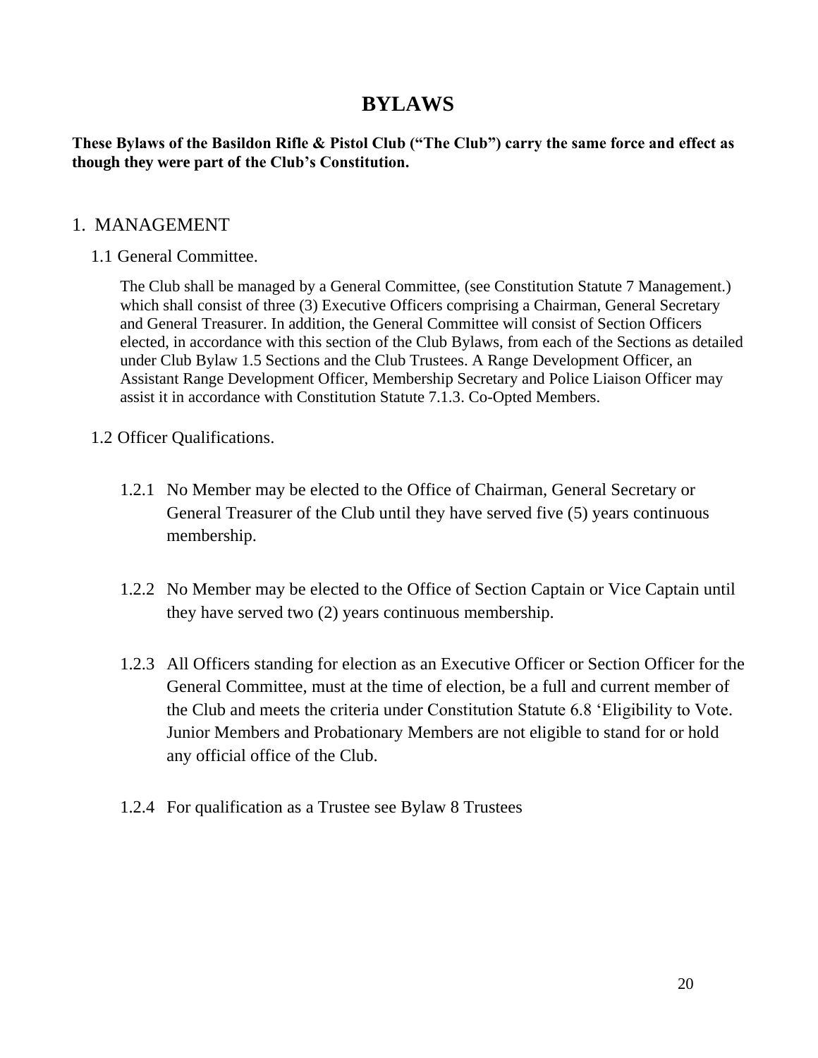# BYLAWS

**These Bylaws of the Basildon Rifle & Pistol Club ("The Club") carry the same force and effect as though they were part of the Club's Constitution.**

## 1. MANAGEMENT

### 1.1 General Committee.

The Club shall be managed by a General Committee, (see Constitution Statute 7 Management.) which shall consist of three (3) Executive Officers comprising a Chairman, General Secretary and General Treasurer. In addition, the General Committee will consist of Section Officers elected, in accordance with this section of the Club Bylaws, from each of the Sections as detailed under Club Bylaw 1.5 Sections and the Club Trustees. A Range Development Officer, an Assistant Range Development Officer, Membership Secretary and Police Liaison Officer may assist it in accordance with Constitution Statute 7.1.3. Co-Opted Members.

### 1.2 Officer Qualifications.

1.2.1 No Member may be elected to the Office of Chairman, General Secretary or General Treasurer of the Club until they have served five (5) years continuous membership.

1.2.2 No Member may be elected to the Office of Section Captain or Vice Captain until they have served two (2) years continuous membership.

1.2.3 All Officers standing for election as an Executive Officer or Section Officer for the General Committee, must at the time of election, be a full and current member of the Club and meets the criteria under Constitution Statute 6.8 'Eligibility to Vote. Junior Members and Probationary Members are not eligible to stand for or hold any official office of the Club.

1.2.4 For qualification as a Trustee see Bylaw 8 Trustees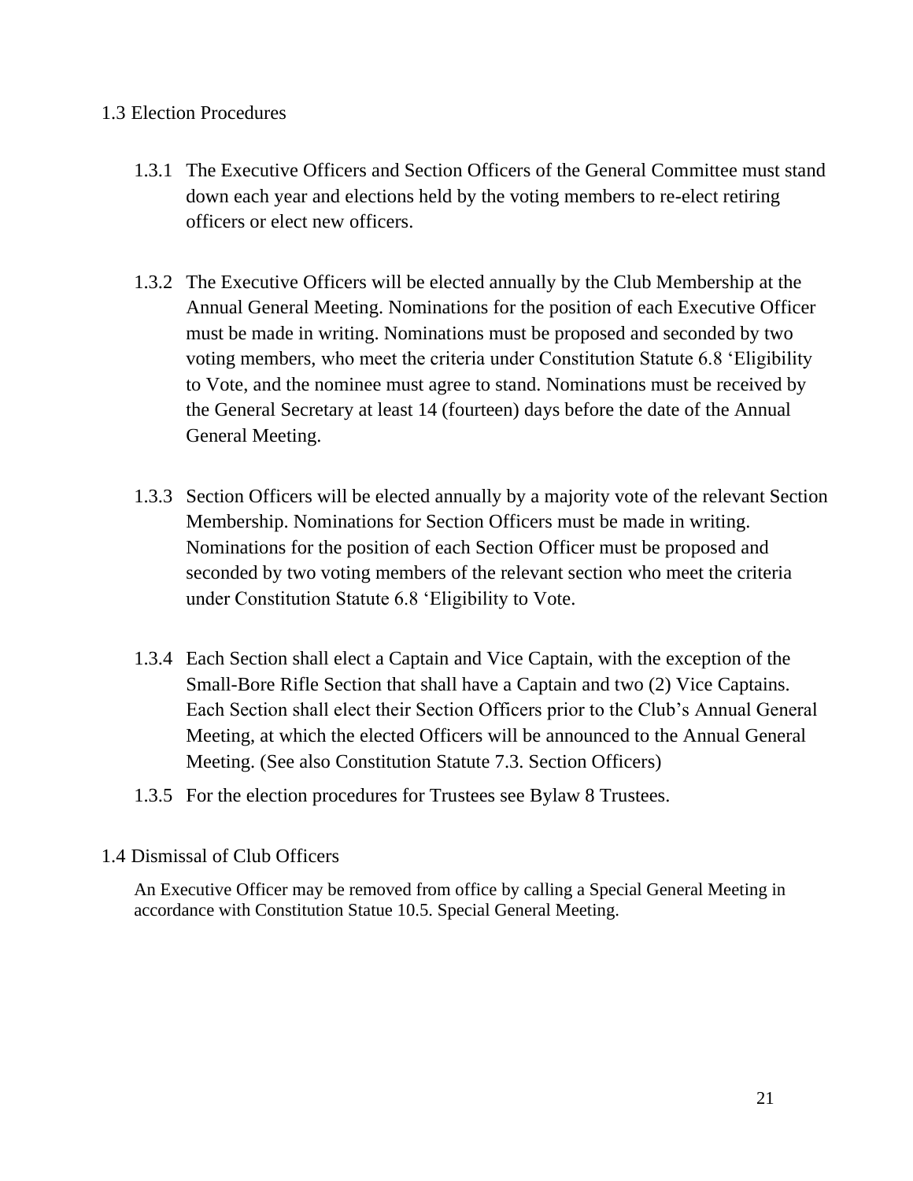## 1.3 Election Procedures

1.3.1 The Executive Officers and Section Officers of the General Committee must stand down each year and elections held by the voting members to re-elect retiring officers or elect new officers.

1.3.2 The Executive Officers will be elected annually by the Club Membership at the Annual General Meeting. Nominations for the position of each Executive Officer must be made in writing. Nominations must be proposed and seconded by two voting members, who meet the criteria under Constitution Statute 6.8 'Eligibility to Vote, and the nominee must agree to stand. Nominations must be received by the General Secretary at least 14 (fourteen) days before the date of the Annual General Meeting.

1.3.3 Section Officers will be elected annually by a majority vote of the relevant Section Membership. Nominations for Section Officers must be made in writing. Nominations for the position of each Section Officer must be proposed and seconded by two voting members of the relevant section who meet the criteria under Constitution Statute 6.8 'Eligibility to Vote.

1.3.4 Each Section shall elect a Captain and Vice Captain, with the exception of the Small-Bore Rifle Section that shall have a Captain and two (2) Vice Captains. Each Section shall elect their Section Officers prior to the Club's Annual General Meeting, at which the elected Officers will be announced to the Annual General Meeting. (See also Constitution Statute 7.3. Section Officers)

1.3.5 For the election procedures for Trustees see Bylaw 8 Trustees.

## 1.4 Dismissal of Club Officers

An Executive Officer may be removed from office by calling a Special General Meeting in accordance with Constitution Statue 10.5. Special General Meeting.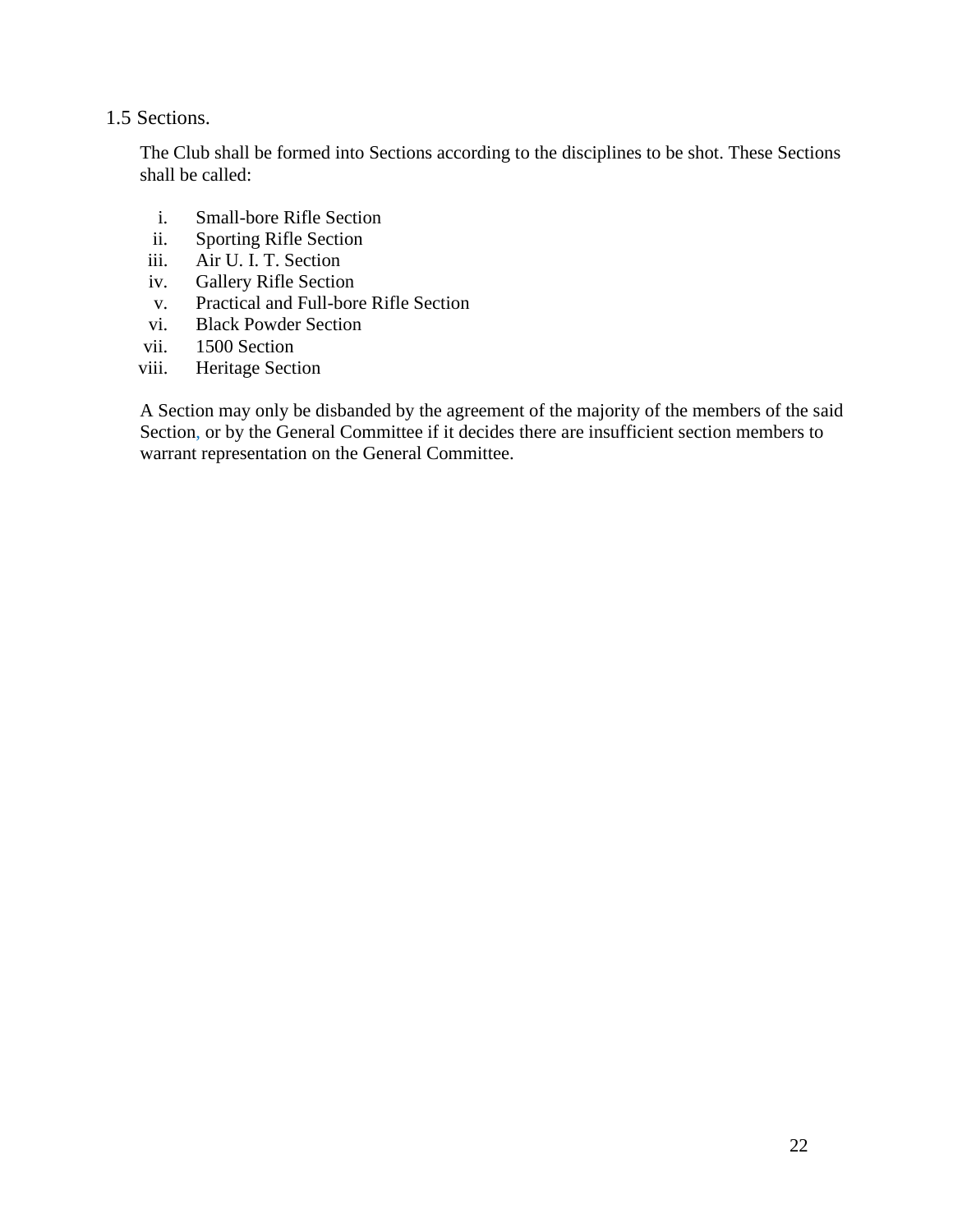### 1.5 Sections.

The Club shall be formed into Sections according to the disciplines to be shot. These Sections shall be called:

1. Small-bore Rifle Section
2. Sporting Rifle Section
3. Air U. I. T. Section
4. Gallery Rifle Section
5. Practical and Full-bore Rifle Section
6. Black Powder Section
7. 1500 Section
8. Heritage Section

A Section may only be disbanded by the agreement of the majority of the members of the said Section, or by the General Committee if it decides there are insufficient section members to warrant representation on the General Committee.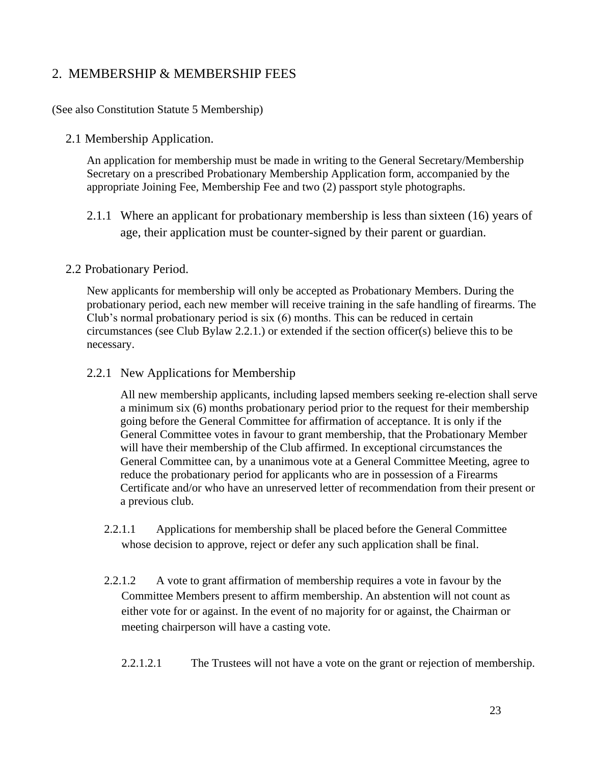## 2. MEMBERSHIP & MEMBERSHIP FEES

(See also Constitution Statute 5 Membership)

### 2.1 Membership Application.

An application for membership must be made in writing to the General Secretary/Membership Secretary on a prescribed Probationary Membership Application form, accompanied by the appropriate Joining Fee, Membership Fee and two (2) passport style photographs.

2.1.1 Where an applicant for probationary membership is less than sixteen (16) years of age, their application must be counter-signed by their parent or guardian.

### 2.2 Probationary Period.

New applicants for membership will only be accepted as Probationary Members. During the probationary period, each new member will receive training in the safe handling of firearms. The Club's normal probationary period is six (6) months. This can be reduced in certain circumstances (see Club Bylaw 2.2.1.) or extended if the section officer(s) believe this to be necessary.

#### 2.2.1 New Applications for Membership

All new membership applicants, including lapsed members seeking re-election shall serve a minimum six (6) months probationary period prior to the request for their membership going before the General Committee for affirmation of acceptance. It is only if the General Committee votes in favour to grant membership, that the Probationary Member will have their membership of the Club affirmed. In exceptional circumstances the General Committee can, by a unanimous vote at a General Committee Meeting, agree to reduce the probationary period for applicants who are in possession of a Firearms Certificate and/or who have an unreserved letter of recommendation from their present or a previous club.

2.2.1.1 Applications for membership shall be placed before the General Committee whose decision to approve, reject or defer any such application shall be final.

2.2.1.2 A vote to grant affirmation of membership requires a vote in favour by the Committee Members present to affirm membership. An abstention will not count as either vote for or against. In the event of no majority for or against, the Chairman or meeting chairperson will have a casting vote.

2.2.1.2.1 The Trustees will not have a vote on the grant or rejection of membership.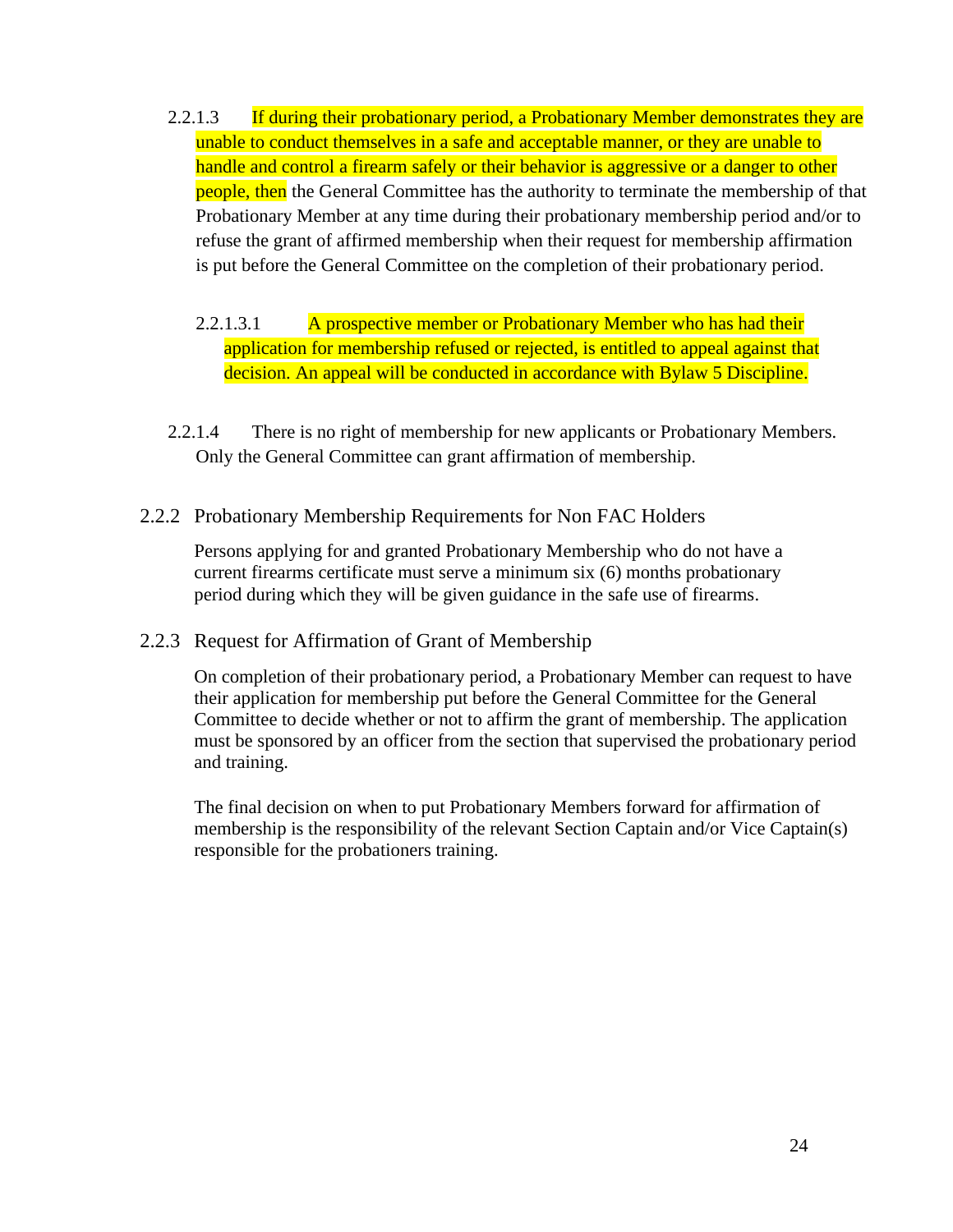2.2.1.3 If during their probationary period, a Probationary Member demonstrates they are unable to conduct themselves in a safe and acceptable manner, or they are unable to handle and control a firearm safely or their behavior is aggressive or a danger to other people, then the General Committee has the authority to terminate the membership of that Probationary Member at any time during their probationary membership period and/or to refuse the grant of affirmed membership when their request for membership affirmation is put before the General Committee on the completion of their probationary period.

2.2.1.3.1 A prospective member or Probationary Member who has had their application for membership refused or rejected, is entitled to appeal against that decision. An appeal will be conducted in accordance with Bylaw 5 Discipline.

2.2.1.4 There is no right of membership for new applicants or Probationary Members. Only the General Committee can grant affirmation of membership.

### 2.2.2 Probationary Membership Requirements for Non FAC Holders

Persons applying for and granted Probationary Membership who do not have a current firearms certificate must serve a minimum six (6) months probationary period during which they will be given guidance in the safe use of firearms.

### 2.2.3 Request for Affirmation of Grant of Membership

On completion of their probationary period, a Probationary Member can request to have their application for membership put before the General Committee for the General Committee to decide whether or not to affirm the grant of membership. The application must be sponsored by an officer from the section that supervised the probationary period and training.

The final decision on when to put Probationary Members forward for affirmation of membership is the responsibility of the relevant Section Captain and/or Vice Captain(s) responsible for the probationers training.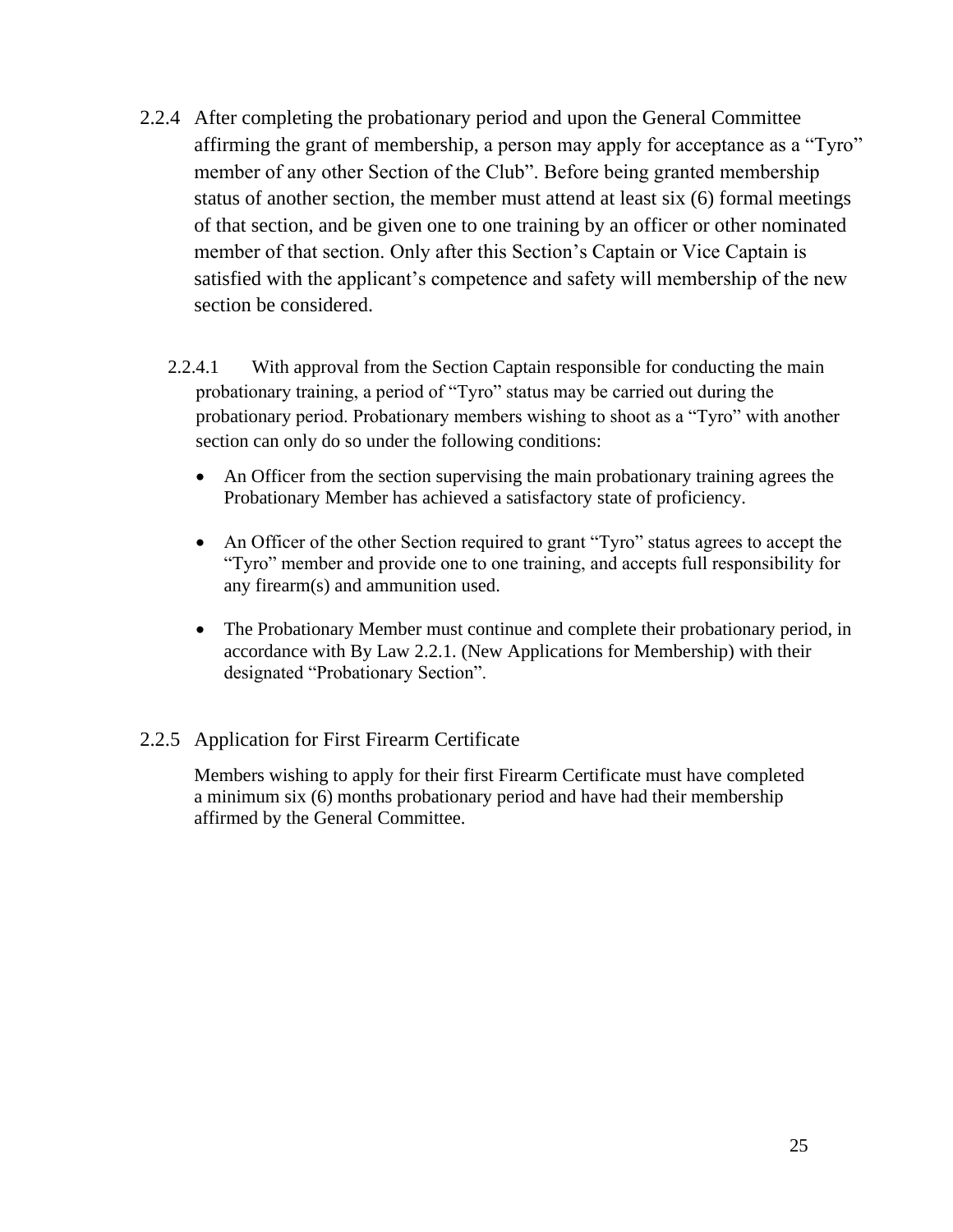2.2.4 After completing the probationary period and upon the General Committee affirming the grant of membership, a person may apply for acceptance as a "Tyro" member of any other Section of the Club". Before being granted membership status of another section, the member must attend at least six (6) formal meetings of that section, and be given one to one training by an officer or other nominated member of that section. Only after this Section's Captain or Vice Captain is satisfied with the applicant's competence and safety will membership of the new section be considered.

2.2.4.1 With approval from the Section Captain responsible for conducting the main probationary training, a period of "Tyro" status may be carried out during the probationary period. Probationary members wishing to shoot as a "Tyro" with another section can only do so under the following conditions:

- An Officer from the section supervising the main probationary training agrees the Probationary Member has achieved a satisfactory state of proficiency.
- An Officer of the other Section required to grant "Tyro" status agrees to accept the "Tyro" member and provide one to one training, and accepts full responsibility for any firearm(s) and ammunition used.
- The Probationary Member must continue and complete their probationary period, in accordance with By Law 2.2.1. (New Applications for Membership) with their designated "Probationary Section".

2.2.5 Application for First Firearm Certificate

Members wishing to apply for their first Firearm Certificate must have completed a minimum six (6) months probationary period and have had their membership affirmed by the General Committee.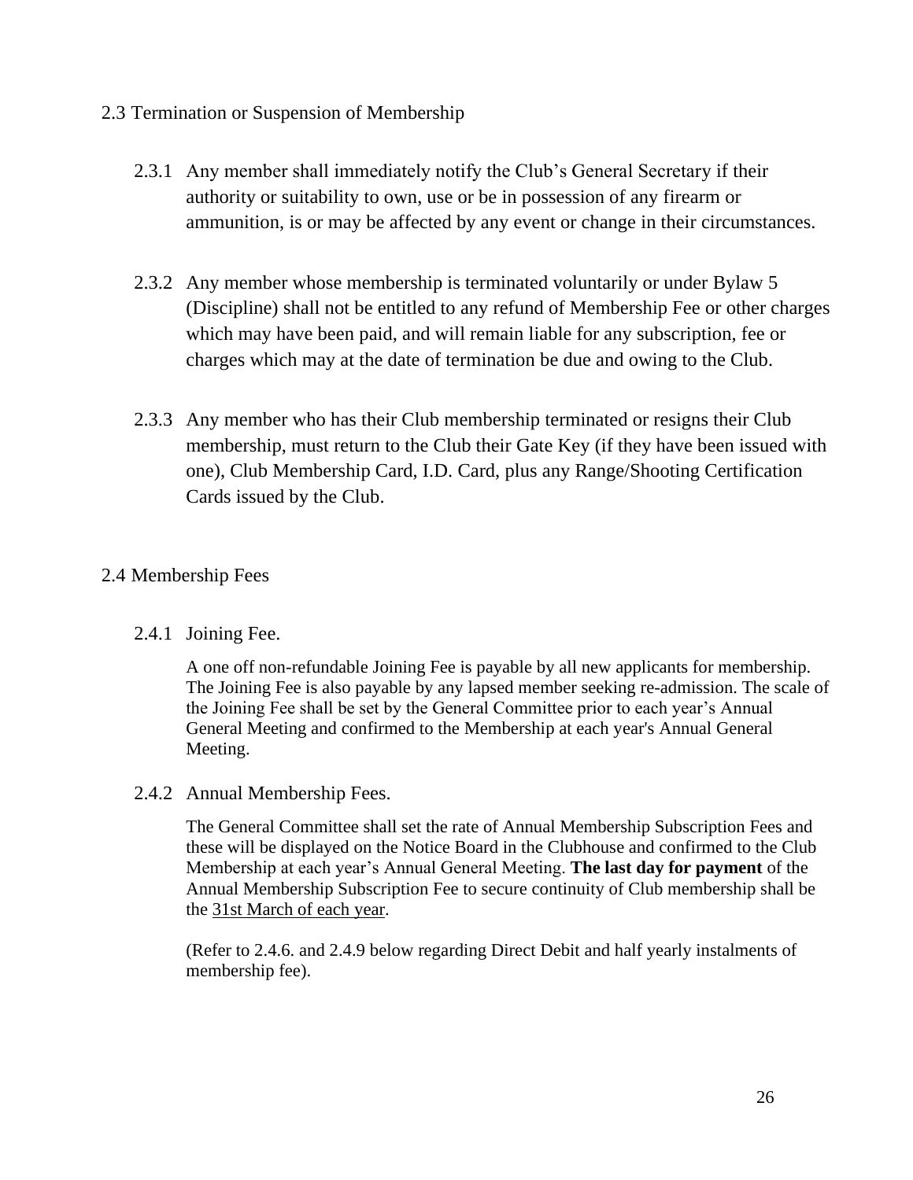## 2.3 Termination or Suspension of Membership

2.3.1 Any member shall immediately notify the Club's General Secretary if their authority or suitability to own, use or be in possession of any firearm or ammunition, is or may be affected by any event or change in their circumstances.

2.3.2 Any member whose membership is terminated voluntarily or under Bylaw 5 (Discipline) shall not be entitled to any refund of Membership Fee or other charges which may have been paid, and will remain liable for any subscription, fee or charges which may at the date of termination be due and owing to the Club.

2.3.3 Any member who has their Club membership terminated or resigns their Club membership, must return to the Club their Gate Key (if they have been issued with one), Club Membership Card, I.D. Card, plus any Range/Shooting Certification Cards issued by the Club.

## 2.4 Membership Fees

### 2.4.1 Joining Fee.

A one off non-refundable Joining Fee is payable by all new applicants for membership. The Joining Fee is also payable by any lapsed member seeking re-admission. The scale of the Joining Fee shall be set by the General Committee prior to each year's Annual General Meeting and confirmed to the Membership at each year's Annual General Meeting.

### 2.4.2 Annual Membership Fees.

The General Committee shall set the rate of Annual Membership Subscription Fees and these will be displayed on the Notice Board in the Clubhouse and confirmed to the Club Membership at each year's Annual General Meeting. **The last day for payment** of the Annual Membership Subscription Fee to secure continuity of Club membership shall be the <u>31st March of each year</u>.

(Refer to 2.4.6. and 2.4.9 below regarding Direct Debit and half yearly instalments of membership fee).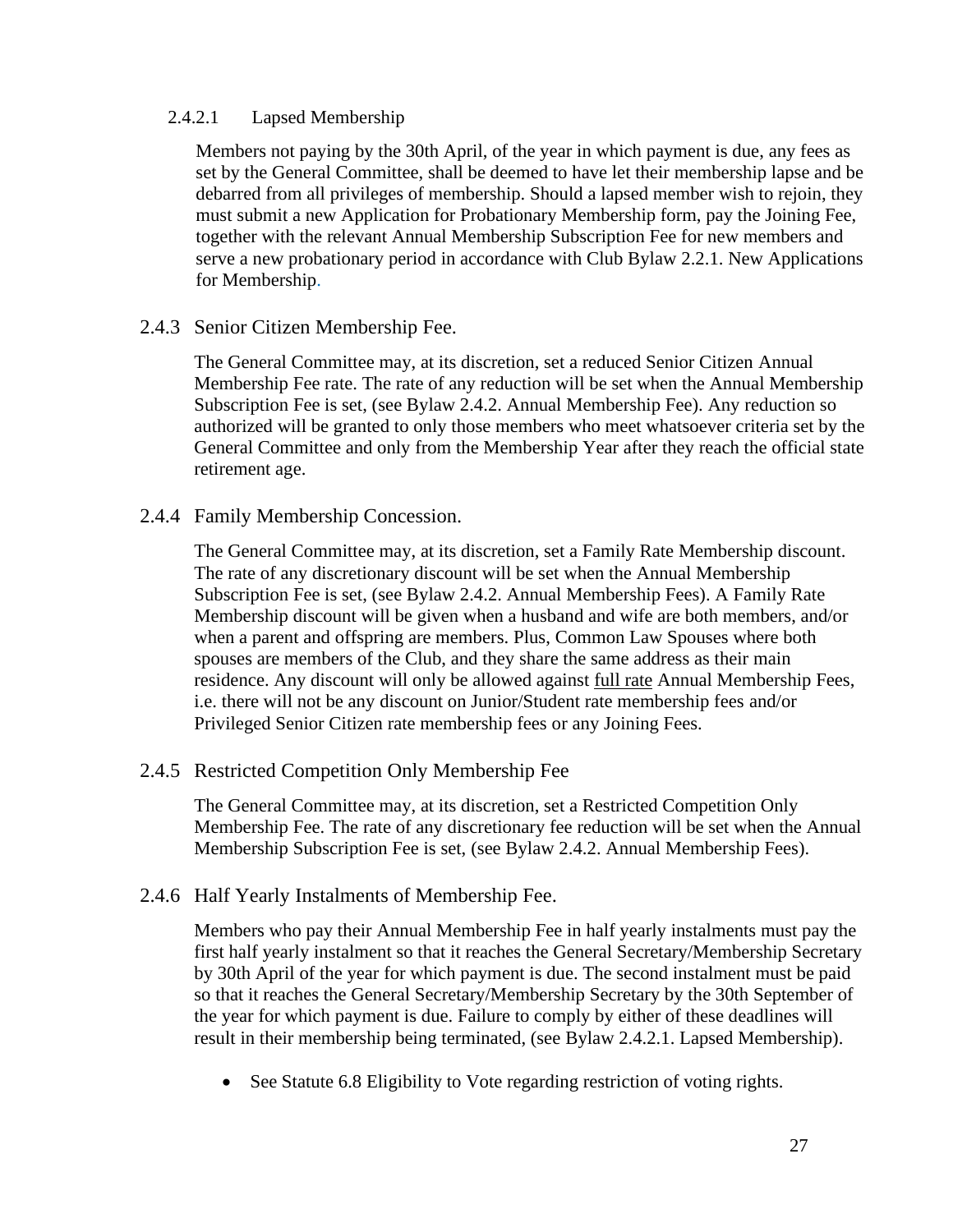#### 2.4.2.1 Lapsed Membership

Members not paying by the 30th April, of the year in which payment is due, any fees as set by the General Committee, shall be deemed to have let their membership lapse and be debarred from all privileges of membership. Should a lapsed member wish to rejoin, they must submit a new Application for Probationary Membership form, pay the Joining Fee, together with the relevant Annual Membership Subscription Fee for new members and serve a new probationary period in accordance with Club Bylaw 2.2.1. New Applications for Membership.

### 2.4.3 Senior Citizen Membership Fee.

The General Committee may, at its discretion, set a reduced Senior Citizen Annual Membership Fee rate. The rate of any reduction will be set when the Annual Membership Subscription Fee is set, (see Bylaw 2.4.2. Annual Membership Fee). Any reduction so authorized will be granted to only those members who meet whatsoever criteria set by the General Committee and only from the Membership Year after they reach the official state retirement age.

### 2.4.4 Family Membership Concession.

The General Committee may, at its discretion, set a Family Rate Membership discount. The rate of any discretionary discount will be set when the Annual Membership Subscription Fee is set, (see Bylaw 2.4.2. Annual Membership Fees). A Family Rate Membership discount will be given when a husband and wife are both members, and/or when a parent and offspring are members. Plus, Common Law Spouses where both spouses are members of the Club, and they share the same address as their main residence. Any discount will only be allowed against <u>full rate</u> Annual Membership Fees, i.e. there will not be any discount on Junior/Student rate membership fees and/or Privileged Senior Citizen rate membership fees or any Joining Fees.

### 2.4.5 Restricted Competition Only Membership Fee

The General Committee may, at its discretion, set a Restricted Competition Only Membership Fee. The rate of any discretionary fee reduction will be set when the Annual Membership Subscription Fee is set, (see Bylaw 2.4.2. Annual Membership Fees).

### 2.4.6 Half Yearly Instalments of Membership Fee.

Members who pay their Annual Membership Fee in half yearly instalments must pay the first half yearly instalment so that it reaches the General Secretary/Membership Secretary by 30th April of the year for which payment is due. The second instalment must be paid so that it reaches the General Secretary/Membership Secretary by the 30th September of the year for which payment is due. Failure to comply by either of these deadlines will result in their membership being terminated, (see Bylaw 2.4.2.1. Lapsed Membership).

- See Statute 6.8 Eligibility to Vote regarding restriction of voting rights.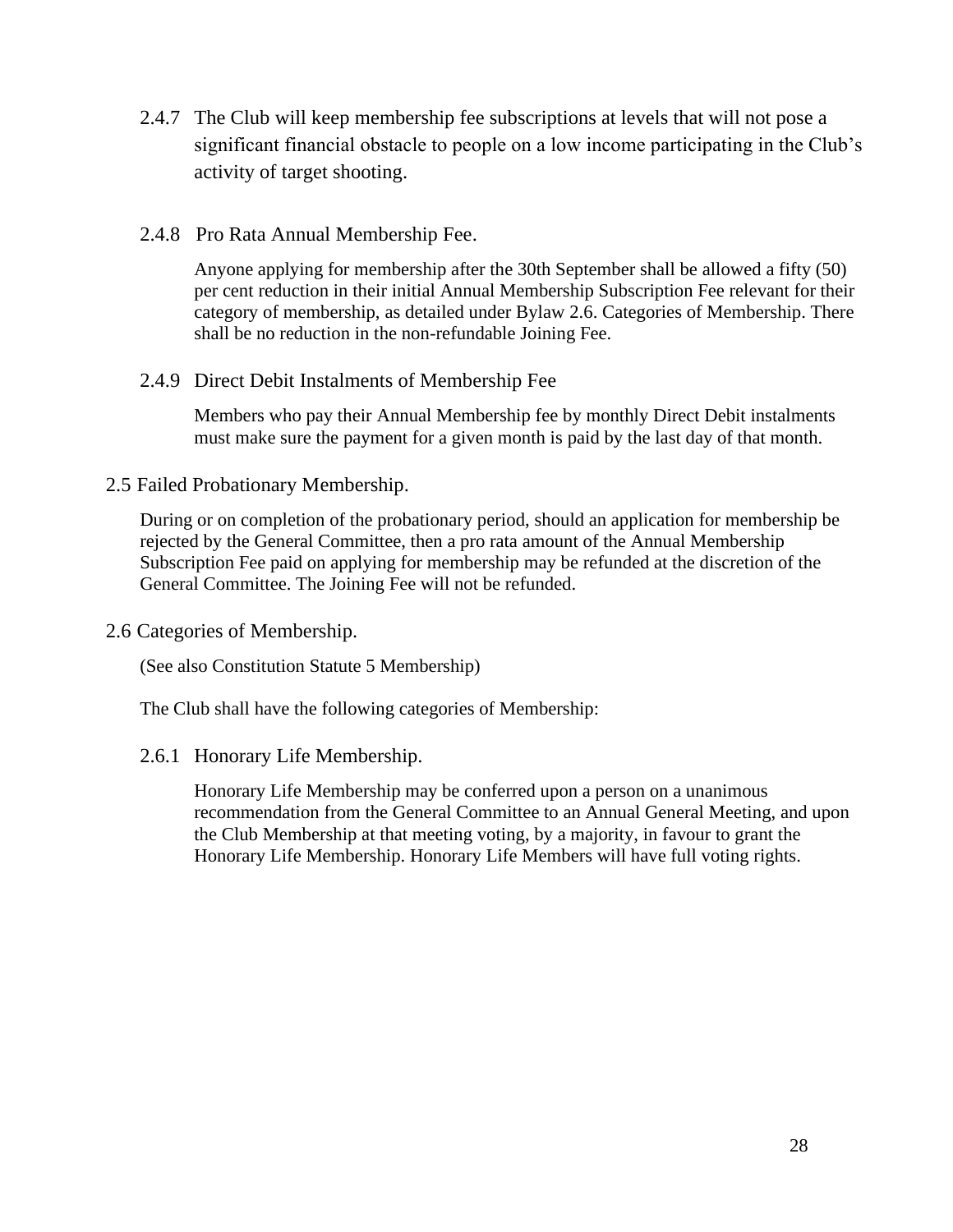2.4.7 The Club will keep membership fee subscriptions at levels that will not pose a significant financial obstacle to people on a low income participating in the Club's activity of target shooting.

2.4.8 Pro Rata Annual Membership Fee.

Anyone applying for membership after the 30th September shall be allowed a fifty (50) per cent reduction in their initial Annual Membership Subscription Fee relevant for their category of membership, as detailed under Bylaw 2.6. Categories of Membership. There shall be no reduction in the non-refundable Joining Fee.

2.4.9 Direct Debit Instalments of Membership Fee

Members who pay their Annual Membership fee by monthly Direct Debit instalments must make sure the payment for a given month is paid by the last day of that month.

2.5 Failed Probationary Membership.

During or on completion of the probationary period, should an application for membership be rejected by the General Committee, then a pro rata amount of the Annual Membership Subscription Fee paid on applying for membership may be refunded at the discretion of the General Committee. The Joining Fee will not be refunded.

2.6 Categories of Membership.

(See also Constitution Statute 5 Membership)

The Club shall have the following categories of Membership:

2.6.1 Honorary Life Membership.

Honorary Life Membership may be conferred upon a person on a unanimous recommendation from the General Committee to an Annual General Meeting, and upon the Club Membership at that meeting voting, by a majority, in favour to grant the Honorary Life Membership. Honorary Life Members will have full voting rights.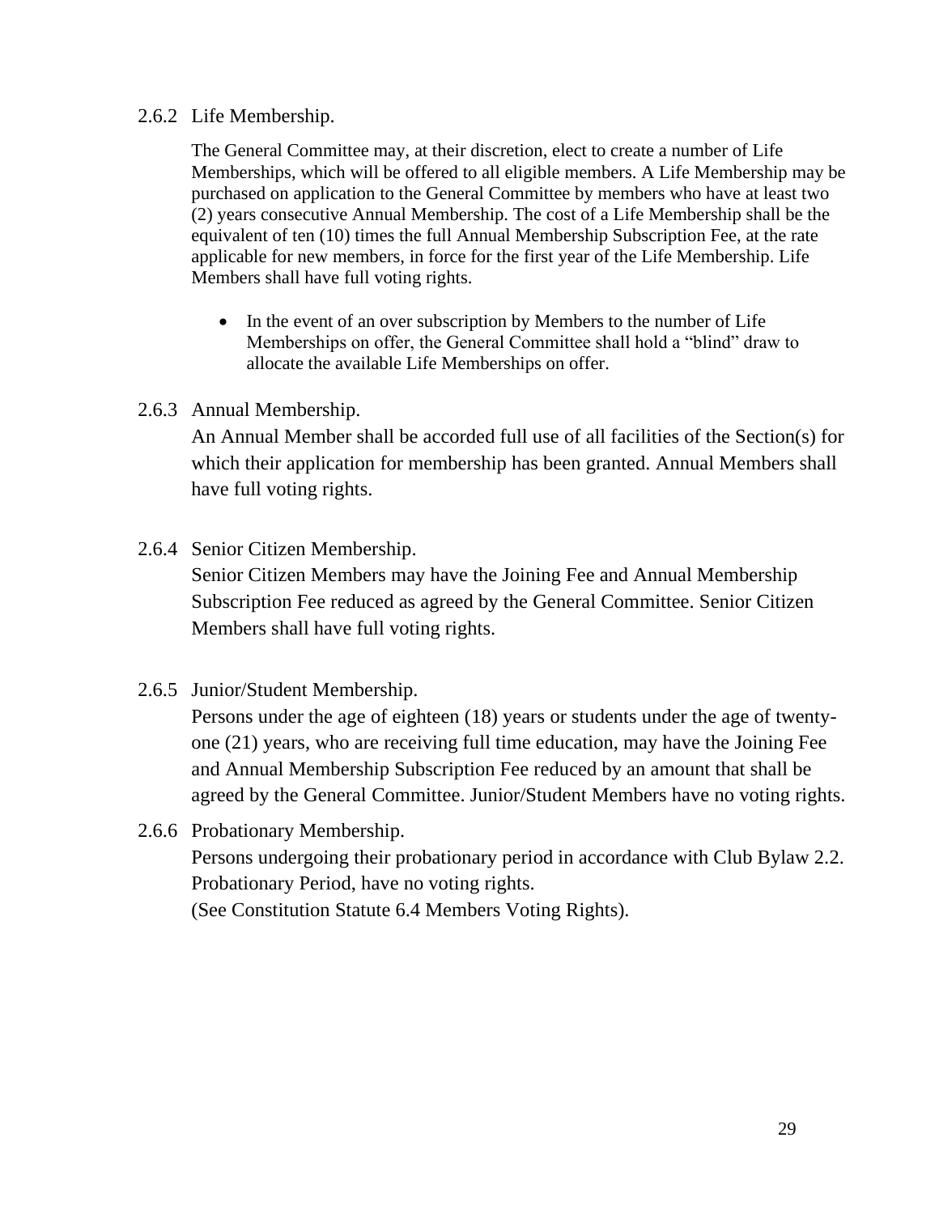### 2.6.2 Life Membership.

The General Committee may, at their discretion, elect to create a number of Life Memberships, which will be offered to all eligible members. A Life Membership may be purchased on application to the General Committee by members who have at least two (2) years consecutive Annual Membership. The cost of a Life Membership shall be the equivalent of ten (10) times the full Annual Membership Subscription Fee, at the rate applicable for new members, in force for the first year of the Life Membership. Life Members shall have full voting rights.

- In the event of an over subscription by Members to the number of Life Memberships on offer, the General Committee shall hold a "blind" draw to allocate the available Life Memberships on offer.

### 2.6.3 Annual Membership.

An Annual Member shall be accorded full use of all facilities of the Section(s) for which their application for membership has been granted. Annual Members shall have full voting rights.

### 2.6.4 Senior Citizen Membership.

Senior Citizen Members may have the Joining Fee and Annual Membership Subscription Fee reduced as agreed by the General Committee. Senior Citizen Members shall have full voting rights.

### 2.6.5 Junior/Student Membership.

Persons under the age of eighteen (18) years or students under the age of twenty-one (21) years, who are receiving full time education, may have the Joining Fee and Annual Membership Subscription Fee reduced by an amount that shall be agreed by the General Committee. Junior/Student Members have no voting rights.

### 2.6.6 Probationary Membership.

Persons undergoing their probationary period in accordance with Club Bylaw 2.2. Probationary Period, have no voting rights.
(See Constitution Statute 6.4 Members Voting Rights).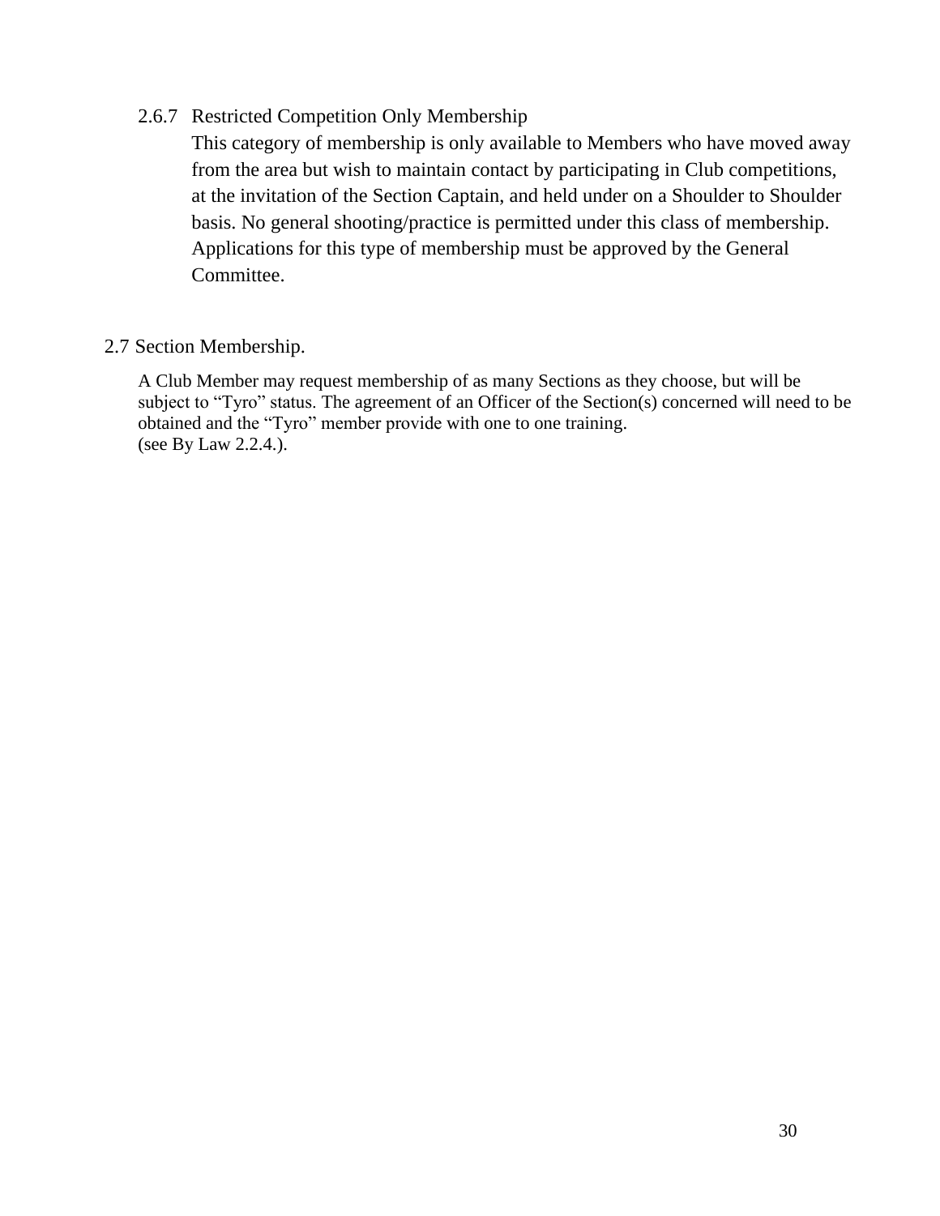### 2.6.7 Restricted Competition Only Membership

This category of membership is only available to Members who have moved away from the area but wish to maintain contact by participating in Club competitions, at the invitation of the Section Captain, and held under on a Shoulder to Shoulder basis. No general shooting/practice is permitted under this class of membership. Applications for this type of membership must be approved by the General Committee.

## 2.7 Section Membership.

A Club Member may request membership of as many Sections as they choose, but will be subject to “Tyro” status. The agreement of an Officer of the Section(s) concerned will need to be obtained and the “Tyro” member provide with one to one training.
(see By Law 2.2.4.).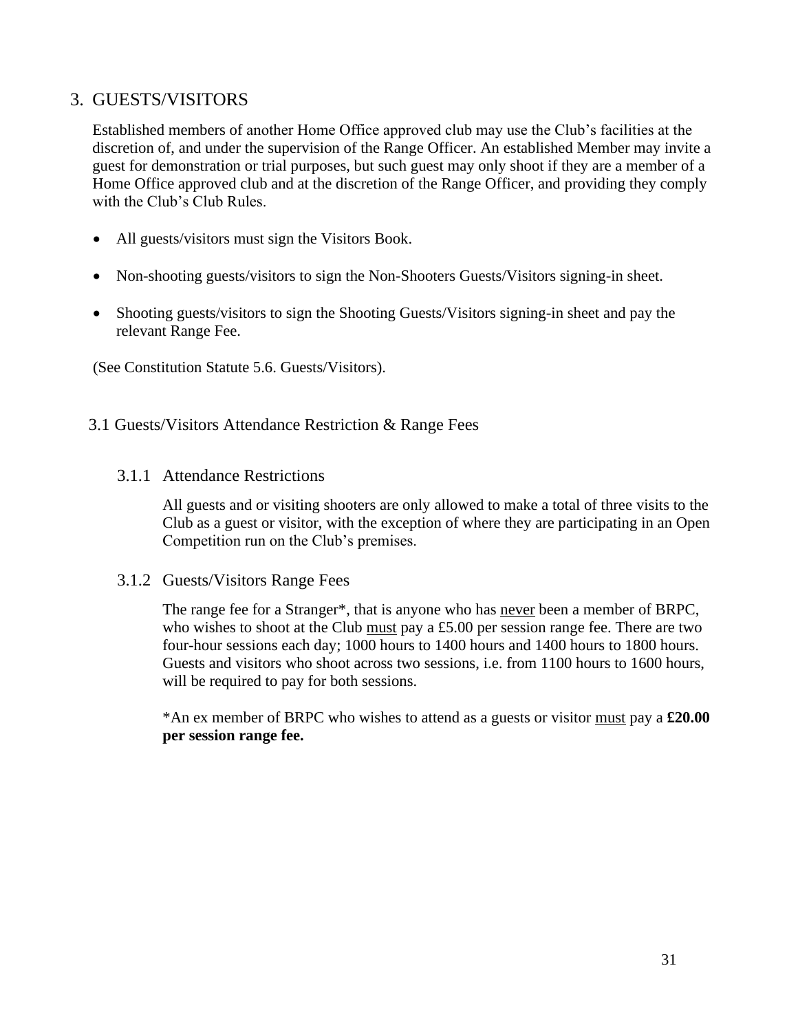# 3. GUESTS/VISITORS

Established members of another Home Office approved club may use the Club's facilities at the discretion of, and under the supervision of the Range Officer. An established Member may invite a guest for demonstration or trial purposes, but such guest may only shoot if they are a member of a Home Office approved club and at the discretion of the Range Officer, and providing they comply with the Club's Club Rules.

- All guests/visitors must sign the Visitors Book.
- Non-shooting guests/visitors to sign the Non-Shooters Guests/Visitors signing-in sheet.
- Shooting guests/visitors to sign the Shooting Guests/Visitors signing-in sheet and pay the relevant Range Fee.

(See Constitution Statute 5.6. Guests/Visitors).

## 3.1 Guests/Visitors Attendance Restriction & Range Fees

### 3.1.1 Attendance Restrictions

All guests and or visiting shooters are only allowed to make a total of three visits to the Club as a guest or visitor, with the exception of where they are participating in an Open Competition run on the Club's premises.

### 3.1.2 Guests/Visitors Range Fees

The range fee for a Stranger*, that is anyone who has <u>never</u> been a member of BRPC, who wishes to shoot at the Club <u>must</u> pay a £5.00 per session range fee. There are two four-hour sessions each day; 1000 hours to 1400 hours and 1400 hours to 1800 hours. Guests and visitors who shoot across two sessions, i.e. from 1100 hours to 1600 hours, will be required to pay for both sessions.

*An ex member of BRPC who wishes to attend as a guests or visitor <u>must</u> pay a **£20.00 per session range fee.**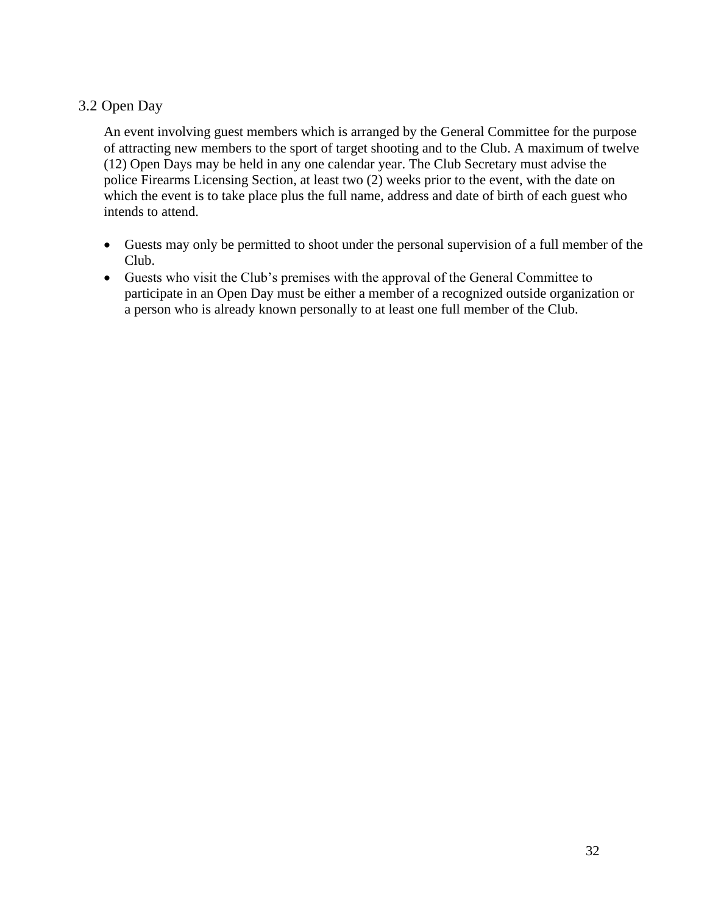## 3.2 Open Day

An event involving guest members which is arranged by the General Committee for the purpose of attracting new members to the sport of target shooting and to the Club. A maximum of twelve (12) Open Days may be held in any one calendar year. The Club Secretary must advise the police Firearms Licensing Section, at least two (2) weeks prior to the event, with the date on which the event is to take place plus the full name, address and date of birth of each guest who intends to attend.

- Guests may only be permitted to shoot under the personal supervision of a full member of the Club.
- Guests who visit the Club's premises with the approval of the General Committee to participate in an Open Day must be either a member of a recognized outside organization or a person who is already known personally to at least one full member of the Club.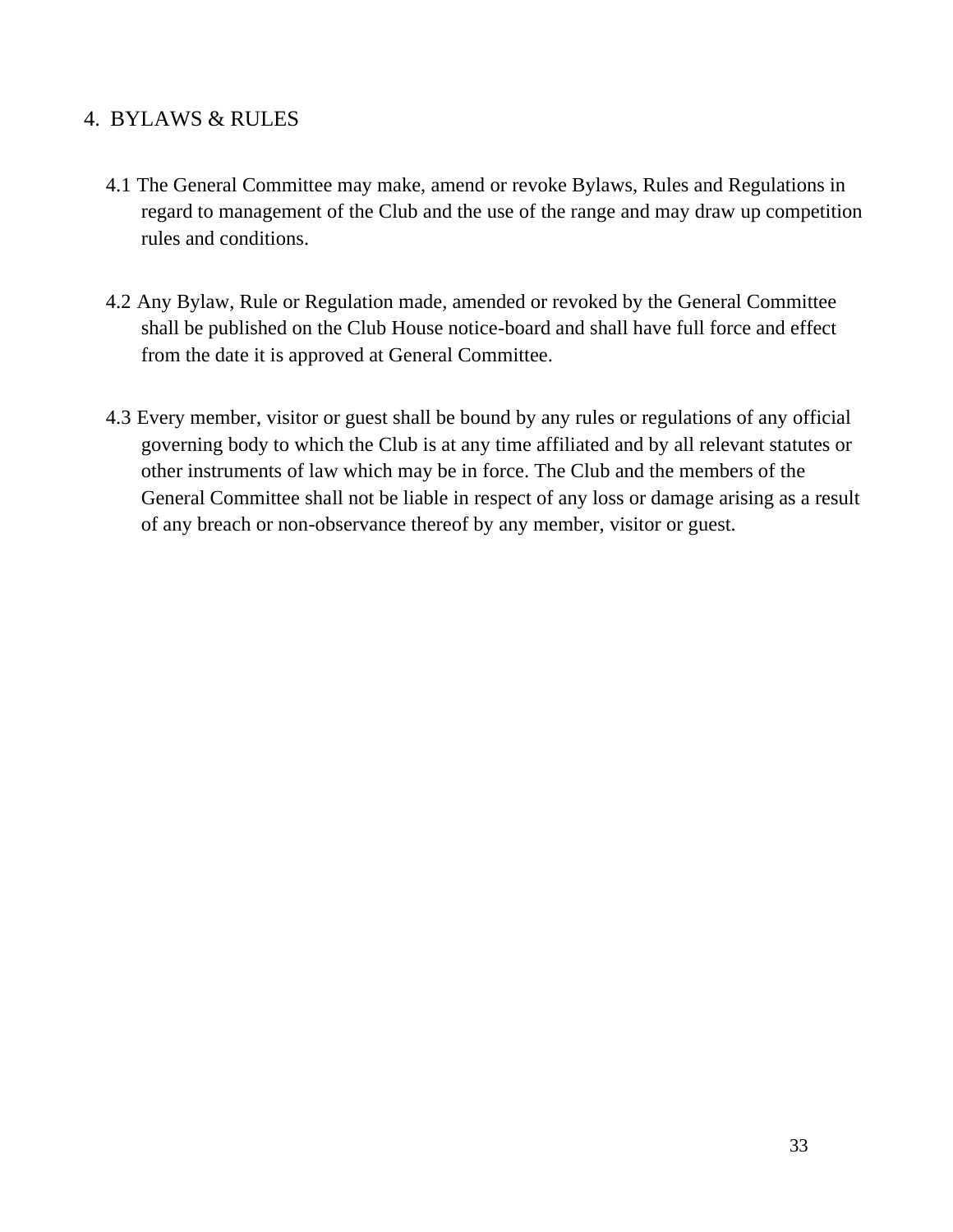## 4. BYLAWS & RULES

4.1 The General Committee may make, amend or revoke Bylaws, Rules and Regulations in regard to management of the Club and the use of the range and may draw up competition rules and conditions.

4.2 Any Bylaw, Rule or Regulation made, amended or revoked by the General Committee shall be published on the Club House notice-board and shall have full force and effect from the date it is approved at General Committee.

4.3 Every member, visitor or guest shall be bound by any rules or regulations of any official governing body to which the Club is at any time affiliated and by all relevant statutes or other instruments of law which may be in force. The Club and the members of the General Committee shall not be liable in respect of any loss or damage arising as a result of any breach or non-observance thereof by any member, visitor or guest.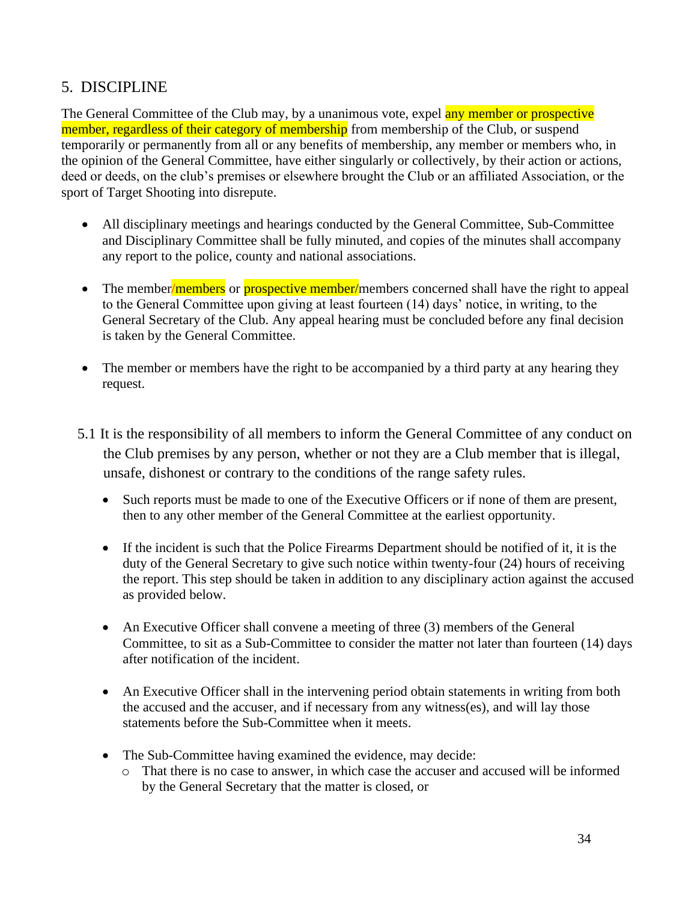## 5. DISCIPLINE

The General Committee of the Club may, by a unanimous vote, expel any member or prospective member, regardless of their category of membership from membership of the Club, or suspend temporarily or permanently from all or any benefits of membership, any member or members who, in the opinion of the General Committee, have either singularly or collectively, by their action or actions, deed or deeds, on the club's premises or elsewhere brought the Club or an affiliated Association, or the sport of Target Shooting into disrepute.

- All disciplinary meetings and hearings conducted by the General Committee, Sub-Committee and Disciplinary Committee shall be fully minuted, and copies of the minutes shall accompany any report to the police, county and national associations.

- The member/members or prospective member/members concerned shall have the right to appeal to the General Committee upon giving at least fourteen (14) days' notice, in writing, to the General Secretary of the Club. Any appeal hearing must be concluded before any final decision is taken by the General Committee.

- The member or members have the right to be accompanied by a third party at any hearing they request.

5.1 It is the responsibility of all members to inform the General Committee of any conduct on the Club premises by any person, whether or not they are a Club member that is illegal, unsafe, dishonest or contrary to the conditions of the range safety rules.

- Such reports must be made to one of the Executive Officers or if none of them are present, then to any other member of the General Committee at the earliest opportunity.

- If the incident is such that the Police Firearms Department should be notified of it, it is the duty of the General Secretary to give such notice within twenty-four (24) hours of receiving the report. This step should be taken in addition to any disciplinary action against the accused as provided below.

- An Executive Officer shall convene a meeting of three (3) members of the General Committee, to sit as a Sub-Committee to consider the matter not later than fourteen (14) days after notification of the incident.

- An Executive Officer shall in the intervening period obtain statements in writing from both the accused and the accuser, and if necessary from any witness(es), and will lay those statements before the Sub-Committee when it meets.

- The Sub-Committee having examined the evidence, may decide:
  - That there is no case to answer, in which case the accuser and accused will be informed by the General Secretary that the matter is closed, or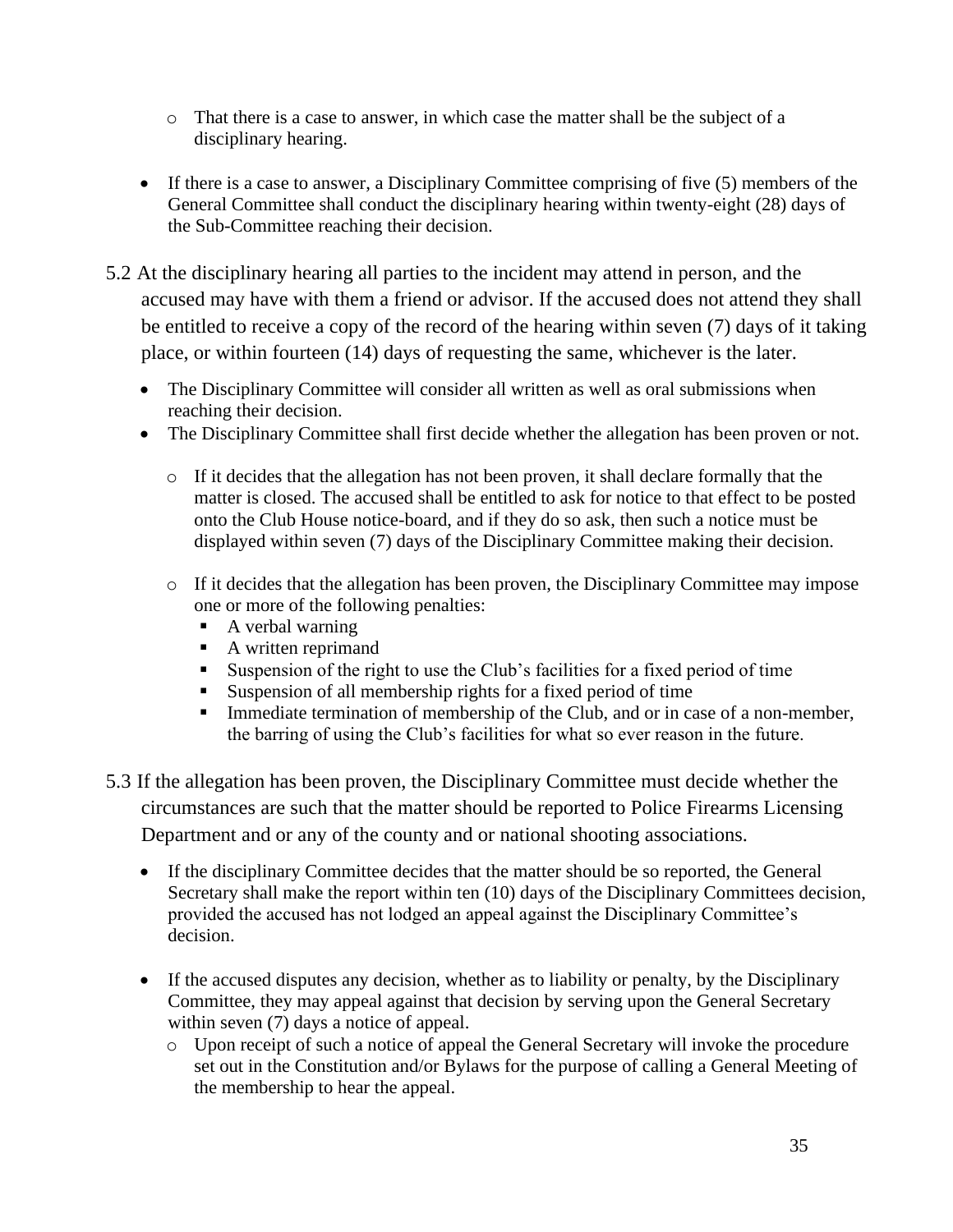- That there is a case to answer, in which case the matter shall be the subject of a disciplinary hearing.

- If there is a case to answer, a Disciplinary Committee comprising of five (5) members of the General Committee shall conduct the disciplinary hearing within twenty-eight (28) days of the Sub-Committee reaching their decision.

5.2 At the disciplinary hearing all parties to the incident may attend in person, and the accused may have with them a friend or advisor. If the accused does not attend they shall be entitled to receive a copy of the record of the hearing within seven (7) days of it taking place, or within fourteen (14) days of requesting the same, whichever is the later.

- The Disciplinary Committee will consider all written as well as oral submissions when reaching their decision.
- The Disciplinary Committee shall first decide whether the allegation has been proven or not.

  - If it decides that the allegation has not been proven, it shall declare formally that the matter is closed. The accused shall be entitled to ask for notice to that effect to be posted onto the Club House notice-board, and if they do so ask, then such a notice must be displayed within seven (7) days of the Disciplinary Committee making their decision.

  - If it decides that the allegation has been proven, the Disciplinary Committee may impose one or more of the following penalties:
    - A verbal warning
    - A written reprimand
    - Suspension of the right to use the Club's facilities for a fixed period of time
    - Suspension of all membership rights for a fixed period of time
    - Immediate termination of membership of the Club, and or in case of a non-member, the barring of using the Club's facilities for what so ever reason in the future.

5.3 If the allegation has been proven, the Disciplinary Committee must decide whether the circumstances are such that the matter should be reported to Police Firearms Licensing Department and or any of the county and or national shooting associations.

- If the disciplinary Committee decides that the matter should be so reported, the General Secretary shall make the report within ten (10) days of the Disciplinary Committees decision, provided the accused has not lodged an appeal against the Disciplinary Committee's decision.

- If the accused disputes any decision, whether as to liability or penalty, by the Disciplinary Committee, they may appeal against that decision by serving upon the General Secretary within seven (7) days a notice of appeal.
  - Upon receipt of such a notice of appeal the General Secretary will invoke the procedure set out in the Constitution and/or Bylaws for the purpose of calling a General Meeting of the membership to hear the appeal.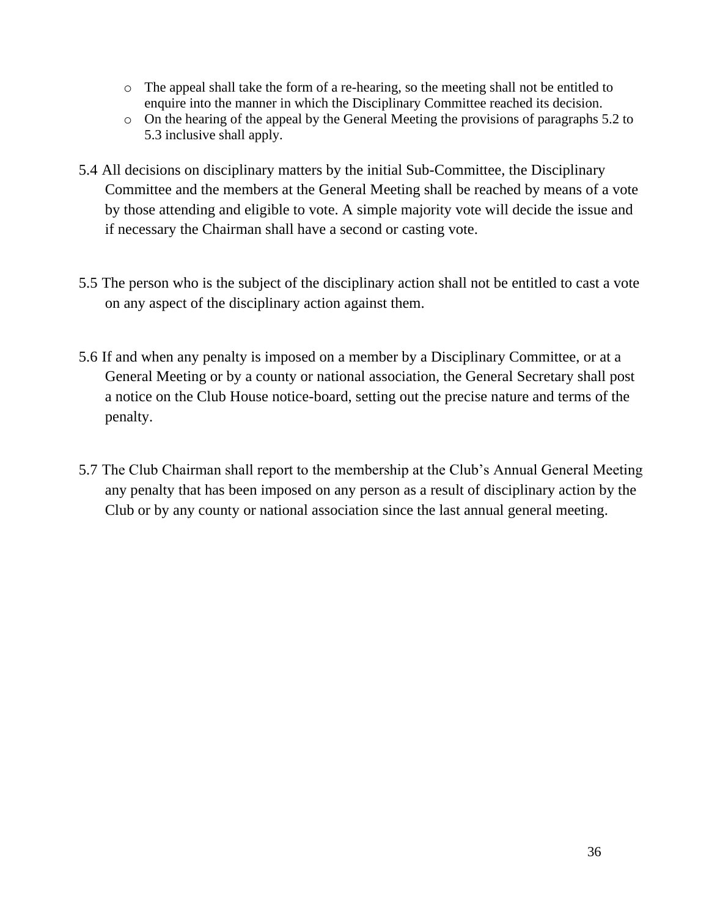- The appeal shall take the form of a re-hearing, so the meeting shall not be entitled to enquire into the manner in which the Disciplinary Committee reached its decision.
- On the hearing of the appeal by the General Meeting the provisions of paragraphs 5.2 to 5.3 inclusive shall apply.

5.4 All decisions on disciplinary matters by the initial Sub-Committee, the Disciplinary Committee and the members at the General Meeting shall be reached by means of a vote by those attending and eligible to vote. A simple majority vote will decide the issue and if necessary the Chairman shall have a second or casting vote.

5.5 The person who is the subject of the disciplinary action shall not be entitled to cast a vote on any aspect of the disciplinary action against them.

5.6 If and when any penalty is imposed on a member by a Disciplinary Committee, or at a General Meeting or by a county or national association, the General Secretary shall post a notice on the Club House notice-board, setting out the precise nature and terms of the penalty.

5.7 The Club Chairman shall report to the membership at the Club's Annual General Meeting any penalty that has been imposed on any person as a result of disciplinary action by the Club or by any county or national association since the last annual general meeting.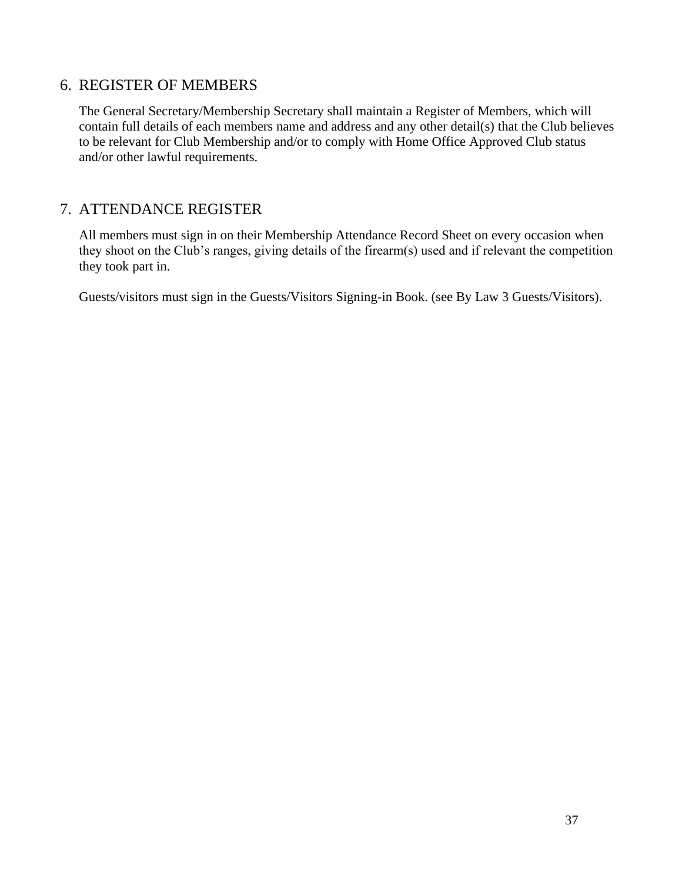## 6. REGISTER OF MEMBERS

The General Secretary/Membership Secretary shall maintain a Register of Members, which will contain full details of each members name and address and any other detail(s) that the Club believes to be relevant for Club Membership and/or to comply with Home Office Approved Club status and/or other lawful requirements.

## 7. ATTENDANCE REGISTER

All members must sign in on their Membership Attendance Record Sheet on every occasion when they shoot on the Club's ranges, giving details of the firearm(s) used and if relevant the competition they took part in.

Guests/visitors must sign in the Guests/Visitors Signing-in Book. (see By Law 3 Guests/Visitors).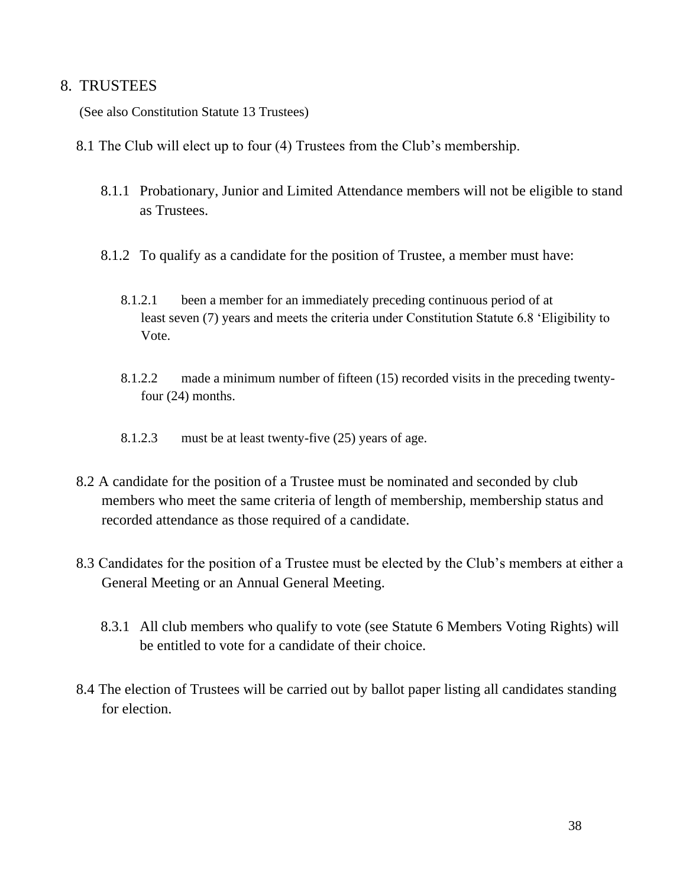## 8. TRUSTEES

(See also Constitution Statute 13 Trustees)

8.1 The Club will elect up to four (4) Trustees from the Club's membership.

8.1.1 Probationary, Junior and Limited Attendance members will not be eligible to stand as Trustees.

8.1.2 To qualify as a candidate for the position of Trustee, a member must have:

8.1.2.1 been a member for an immediately preceding continuous period of at least seven (7) years and meets the criteria under Constitution Statute 6.8 'Eligibility to Vote.

8.1.2.2 made a minimum number of fifteen (15) recorded visits in the preceding twenty-four (24) months.

8.1.2.3 must be at least twenty-five (25) years of age.

8.2 A candidate for the position of a Trustee must be nominated and seconded by club members who meet the same criteria of length of membership, membership status and recorded attendance as those required of a candidate.

8.3 Candidates for the position of a Trustee must be elected by the Club's members at either a General Meeting or an Annual General Meeting.

8.3.1 All club members who qualify to vote (see Statute 6 Members Voting Rights) will be entitled to vote for a candidate of their choice.

8.4 The election of Trustees will be carried out by ballot paper listing all candidates standing for election.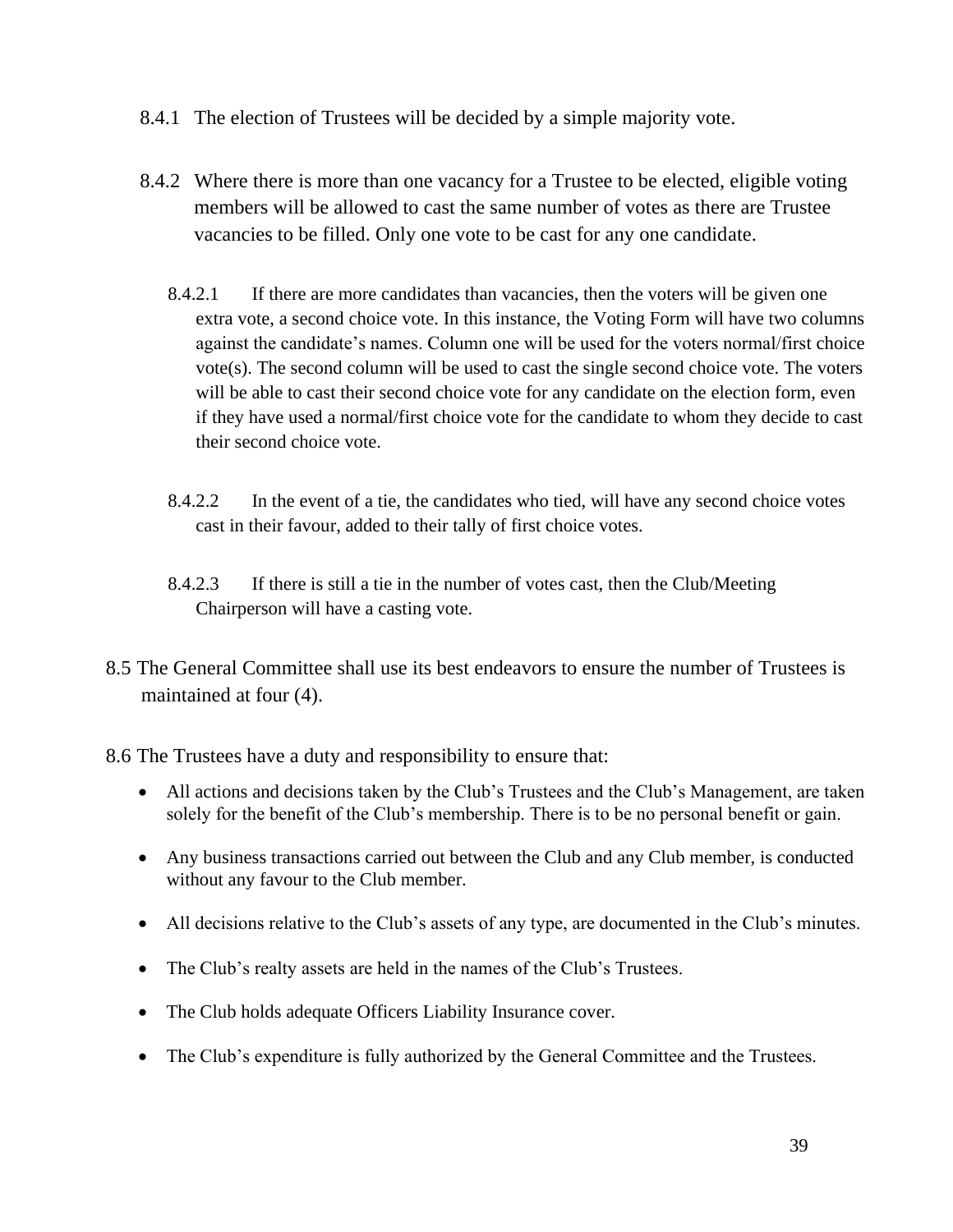8.4.1 The election of Trustees will be decided by a simple majority vote.

8.4.2 Where there is more than one vacancy for a Trustee to be elected, eligible voting members will be allowed to cast the same number of votes as there are Trustee vacancies to be filled. Only one vote to be cast for any one candidate.

8.4.2.1 If there are more candidates than vacancies, then the voters will be given one extra vote, a second choice vote. In this instance, the Voting Form will have two columns against the candidate's names. Column one will be used for the voters normal/first choice vote(s). The second column will be used to cast the single second choice vote. The voters will be able to cast their second choice vote for any candidate on the election form, even if they have used a normal/first choice vote for the candidate to whom they decide to cast their second choice vote.

8.4.2.2 In the event of a tie, the candidates who tied, will have any second choice votes cast in their favour, added to their tally of first choice votes.

8.4.2.3 If there is still a tie in the number of votes cast, then the Club/Meeting Chairperson will have a casting vote.

8.5 The General Committee shall use its best endeavors to ensure the number of Trustees is maintained at four (4).

8.6 The Trustees have a duty and responsibility to ensure that:

- All actions and decisions taken by the Club's Trustees and the Club's Management, are taken solely for the benefit of the Club's membership. There is to be no personal benefit or gain.
- Any business transactions carried out between the Club and any Club member, is conducted without any favour to the Club member.
- All decisions relative to the Club's assets of any type, are documented in the Club's minutes.
- The Club's realty assets are held in the names of the Club's Trustees.
- The Club holds adequate Officers Liability Insurance cover.
- The Club's expenditure is fully authorized by the General Committee and the Trustees.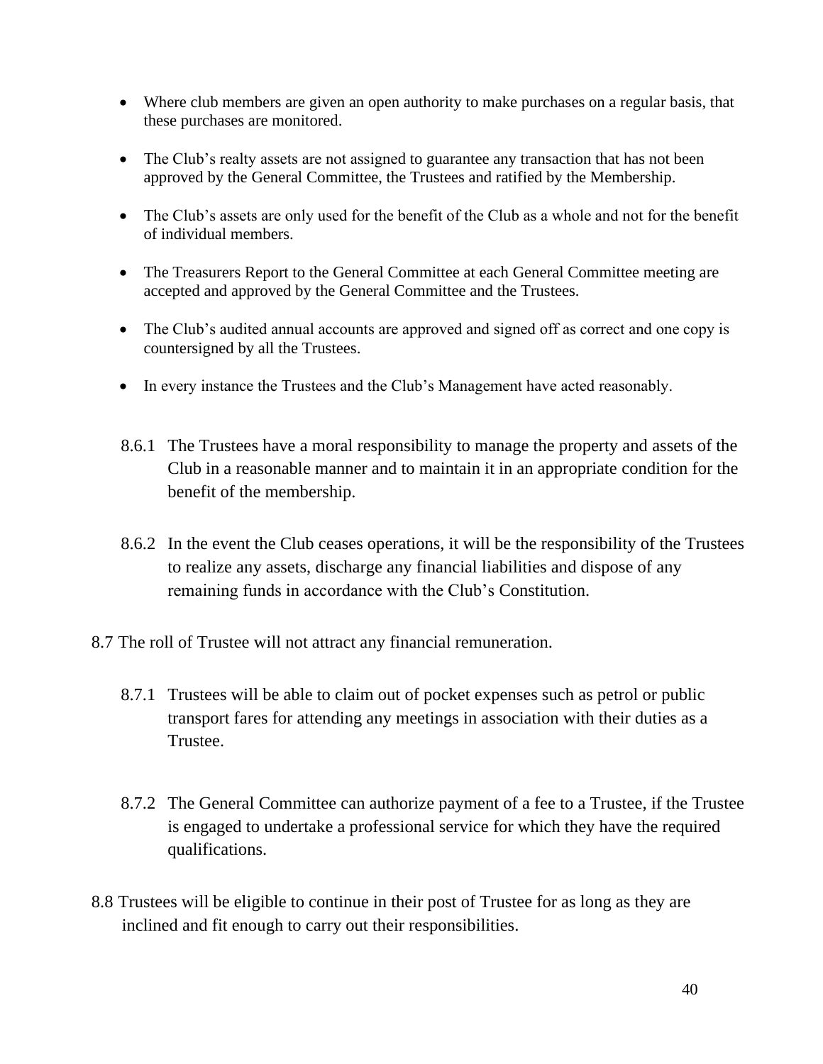- Where club members are given an open authority to make purchases on a regular basis, that these purchases are monitored.

- The Club's realty assets are not assigned to guarantee any transaction that has not been approved by the General Committee, the Trustees and ratified by the Membership.

- The Club's assets are only used for the benefit of the Club as a whole and not for the benefit of individual members.

- The Treasurers Report to the General Committee at each General Committee meeting are accepted and approved by the General Committee and the Trustees.

- The Club's audited annual accounts are approved and signed off as correct and one copy is countersigned by all the Trustees.

- In every instance the Trustees and the Club's Management have acted reasonably.

8.6.1 The Trustees have a moral responsibility to manage the property and assets of the Club in a reasonable manner and to maintain it in an appropriate condition for the benefit of the membership.

8.6.2 In the event the Club ceases operations, it will be the responsibility of the Trustees to realize any assets, discharge any financial liabilities and dispose of any remaining funds in accordance with the Club's Constitution.

8.7 The roll of Trustee will not attract any financial remuneration.

8.7.1 Trustees will be able to claim out of pocket expenses such as petrol or public transport fares for attending any meetings in association with their duties as a Trustee.

8.7.2 The General Committee can authorize payment of a fee to a Trustee, if the Trustee is engaged to undertake a professional service for which they have the required qualifications.

8.8 Trustees will be eligible to continue in their post of Trustee for as long as they are inclined and fit enough to carry out their responsibilities.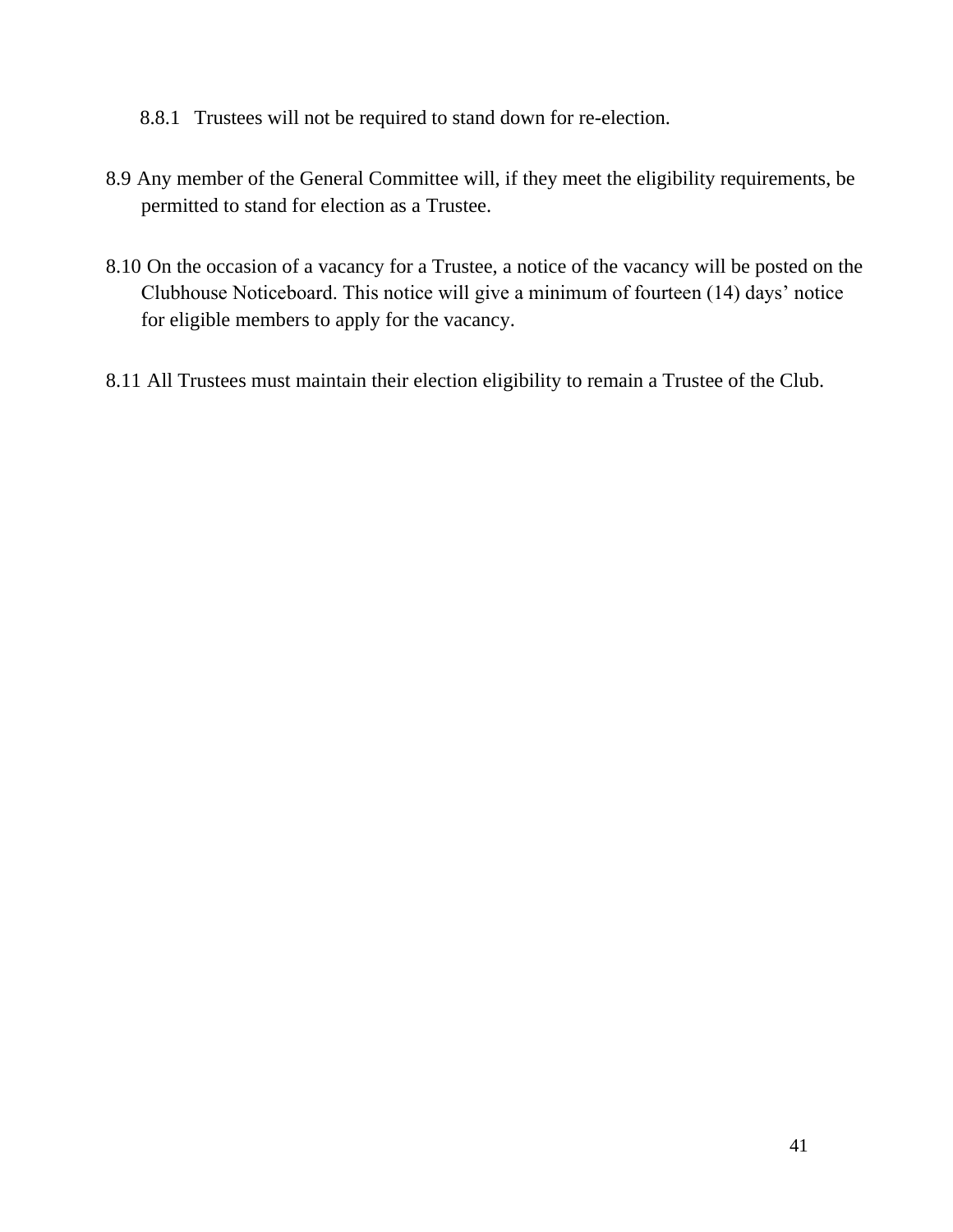8.8.1 Trustees will not be required to stand down for re-election.

8.9 Any member of the General Committee will, if they meet the eligibility requirements, be permitted to stand for election as a Trustee.

8.10 On the occasion of a vacancy for a Trustee, a notice of the vacancy will be posted on the Clubhouse Noticeboard. This notice will give a minimum of fourteen (14) days' notice for eligible members to apply for the vacancy.

8.11 All Trustees must maintain their election eligibility to remain a Trustee of the Club.